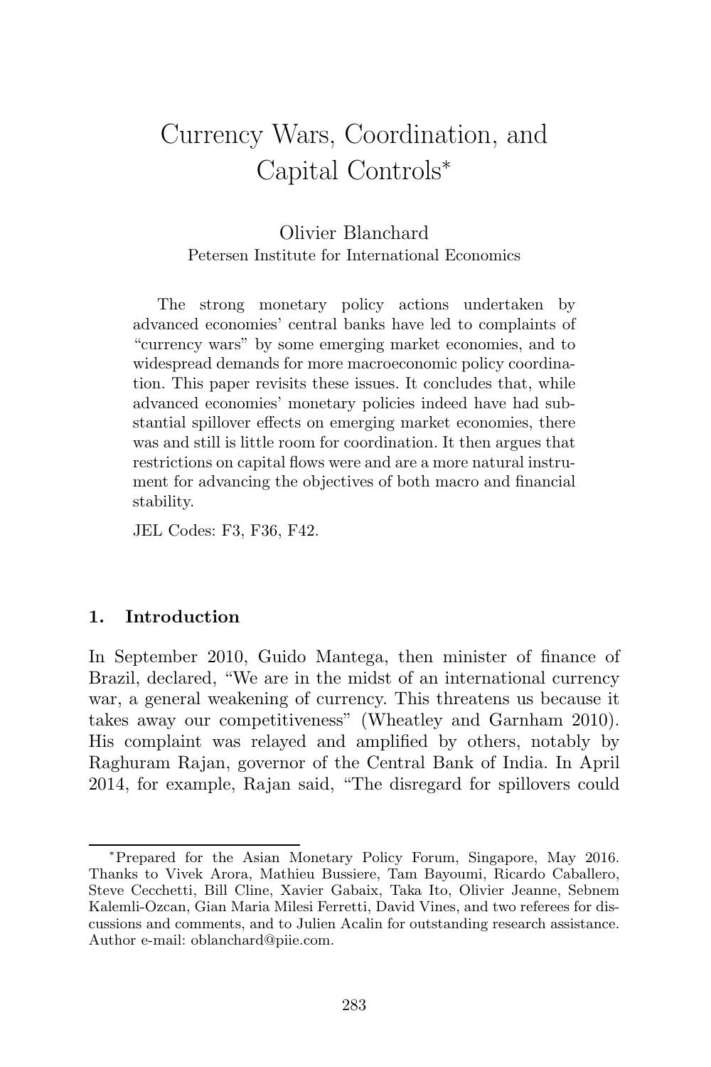# Currency Wars, Coordination, and Capital Controls*

Olivier Blanchard
Petersen Institute for International Economics

The strong monetary policy actions undertaken by advanced economies' central banks have led to complaints of "currency wars" by some emerging market economies, and to widespread demands for more macroeconomic policy coordination. This paper revisits these issues. It concludes that, while advanced economies' monetary policies indeed have had substantial spillover effects on emerging market economies, there was and still is little room for coordination. It then argues that restrictions on capital flows were and are a more natural instrument for advancing the objectives of both macro and financial stability.

JEL Codes: F3, F36, F42.

## 1. Introduction

In September 2010, Guido Mantega, then minister of finance of Brazil, declared, "We are in the midst of an international currency war, a general weakening of currency. This threatens us because it takes away our competitiveness" (Wheatley and Garnham 2010). His complaint was relayed and amplified by others, notably by Raghuram Rajan, governor of the Central Bank of India. In April 2014, for example, Rajan said, "The disregard for spillovers could

---

*Prepared for the Asian Monetary Policy Forum, Singapore, May 2016. Thanks to Vivek Arora, Mathieu Bussiere, Tam Bayoumi, Ricardo Caballero, Steve Cecchetti, Bill Cline, Xavier Gabaix, Taka Ito, Olivier Jeanne, Sebnem Kalemli-Ozcan, Gian Maria Milesi Ferretti, David Vines, and two referees for discussions and comments, and to Julien Acalin for outstanding research assistance. Author e-mail: oblanchard@piie.com.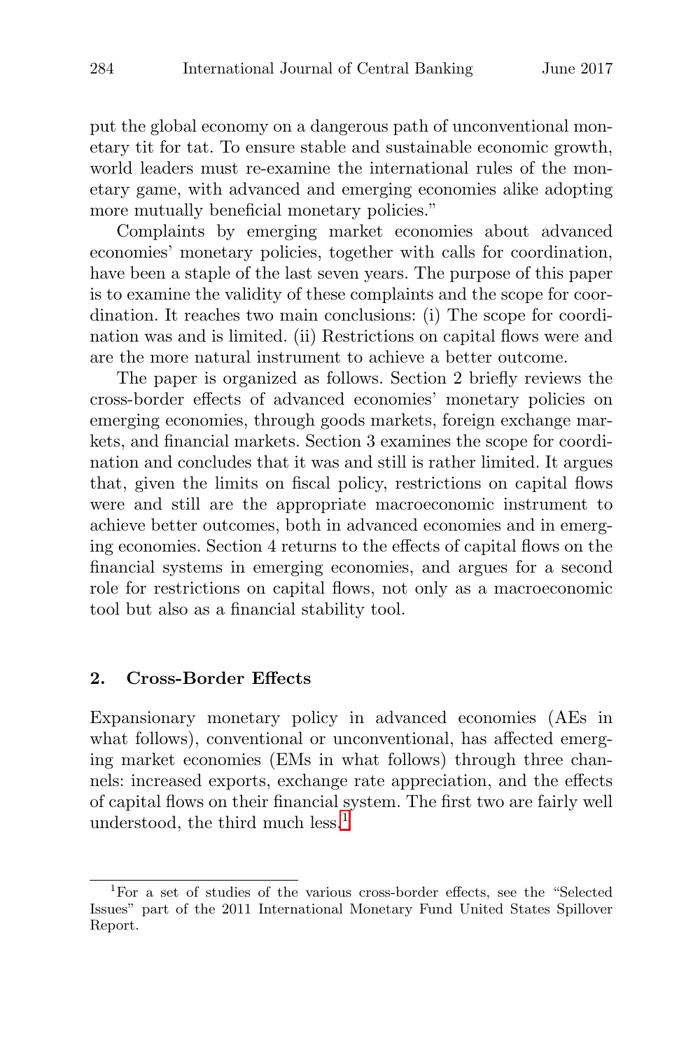put the global economy on a dangerous path of unconventional monetary tit for tat. To ensure stable and sustainable economic growth, world leaders must re-examine the international rules of the monetary game, with advanced and emerging economies alike adopting more mutually beneficial monetary policies."

Complaints by emerging market economies about advanced economies' monetary policies, together with calls for coordination, have been a staple of the last seven years. The purpose of this paper is to examine the validity of these complaints and the scope for coordination. It reaches two main conclusions: (i) The scope for coordination was and is limited. (ii) Restrictions on capital flows were and are the more natural instrument to achieve a better outcome.

The paper is organized as follows. Section 2 briefly reviews the cross-border effects of advanced economies' monetary policies on emerging economies, through goods markets, foreign exchange markets, and financial markets. Section 3 examines the scope for coordination and concludes that it was and still is rather limited. It argues that, given the limits on fiscal policy, restrictions on capital flows were and still are the appropriate macroeconomic instrument to achieve better outcomes, both in advanced economies and in emerging economies. Section 4 returns to the effects of capital flows on the financial systems in emerging economies, and argues for a second role for restrictions on capital flows, not only as a macroeconomic tool but also as a financial stability tool.

## 2. Cross-Border Effects

Expansionary monetary policy in advanced economies (AEs in what follows), conventional or unconventional, has affected emerging market economies (EMs in what follows) through three channels: increased exports, exchange rate appreciation, and the effects of capital flows on their financial system. The first two are fairly well understood, the third much less.[1]

[1]For a set of studies of the various cross-border effects, see the "Selected Issues" part of the 2011 International Monetary Fund United States Spillover Report.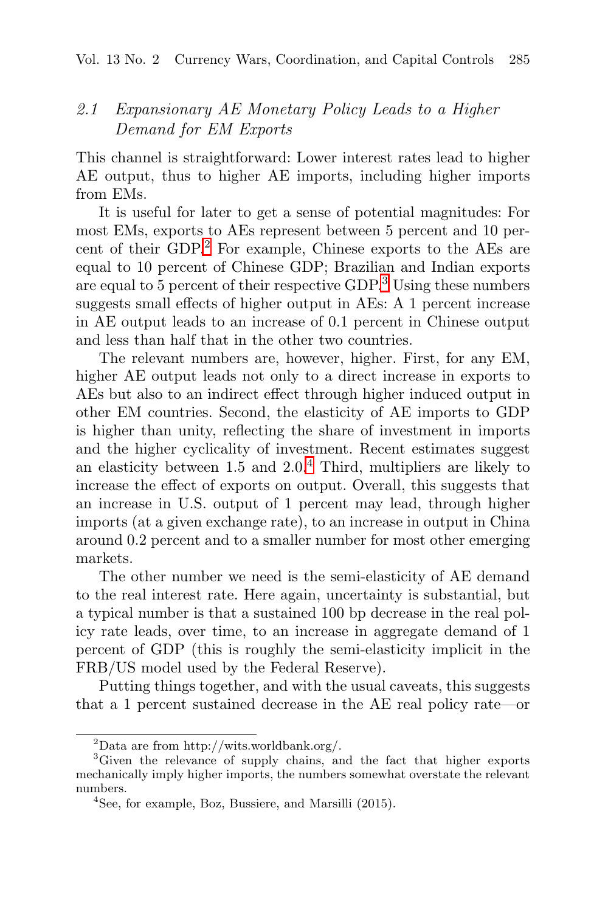### 2.1 *Expansionary AE Monetary Policy Leads to a Higher Demand for EM Exports*

This channel is straightforward: Lower interest rates lead to higher AE output, thus to higher AE imports, including higher imports from EMs.

It is useful for later to get a sense of potential magnitudes: For most EMs, exports to AEs represent between 5 percent and 10 percent of their GDP.[2] For example, Chinese exports to the AEs are equal to 10 percent of Chinese GDP; Brazilian and Indian exports are equal to 5 percent of their respective GDP.[3] Using these numbers suggests small effects of higher output in AEs: A 1 percent increase in AE output leads to an increase of 0.1 percent in Chinese output and less than half that in the other two countries.

The relevant numbers are, however, higher. First, for any EM, higher AE output leads not only to a direct increase in exports to AEs but also to an indirect effect through higher induced output in other EM countries. Second, the elasticity of AE imports to GDP is higher than unity, reflecting the share of investment in imports and the higher cyclicality of investment. Recent estimates suggest an elasticity between 1.5 and 2.0.[4] Third, multipliers are likely to increase the effect of exports on output. Overall, this suggests that an increase in U.S. output of 1 percent may lead, through higher imports (at a given exchange rate), to an increase in output in China around 0.2 percent and to a smaller number for most other emerging markets.

The other number we need is the semi-elasticity of AE demand to the real interest rate. Here again, uncertainty is substantial, but a typical number is that a sustained 100 bp decrease in the real policy rate leads, over time, to an increase in aggregate demand of 1 percent of GDP (this is roughly the semi-elasticity implicit in the FRB/US model used by the Federal Reserve).

Putting things together, and with the usual caveats, this suggests that a 1 percent sustained decrease in the AE real policy rate—or

---

[2] Data are from http://wits.worldbank.org/.

[3] Given the relevance of supply chains, and the fact that higher exports mechanically imply higher imports, the numbers somewhat overstate the relevant numbers.

[4] See, for example, Boz, Bussiere, and Marsilli (2015).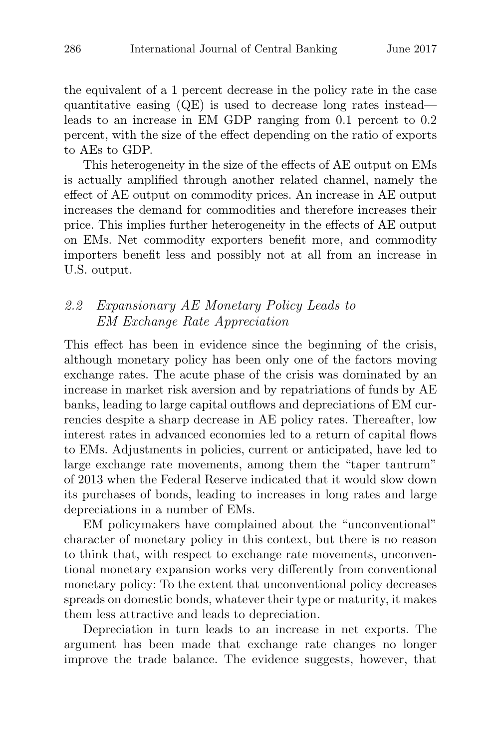the equivalent of a 1 percent decrease in the policy rate in the case quantitative easing (QE) is used to decrease long rates instead—leads to an increase in EM GDP ranging from 0.1 percent to 0.2 percent, with the size of the effect depending on the ratio of exports to AEs to GDP.

This heterogeneity in the size of the effects of AE output on EMs is actually amplified through another related channel, namely the effect of AE output on commodity prices. An increase in AE output increases the demand for commodities and therefore increases their price. This implies further heterogeneity in the effects of AE output on EMs. Net commodity exporters benefit more, and commodity importers benefit less and possibly not at all from an increase in U.S. output.

### *2.2 Expansionary AE Monetary Policy Leads to EM Exchange Rate Appreciation*

This effect has been in evidence since the beginning of the crisis, although monetary policy has been only one of the factors moving exchange rates. The acute phase of the crisis was dominated by an increase in market risk aversion and by repatriations of funds by AE banks, leading to large capital outflows and depreciations of EM currencies despite a sharp decrease in AE policy rates. Thereafter, low interest rates in advanced economies led to a return of capital flows to EMs. Adjustments in policies, current or anticipated, have led to large exchange rate movements, among them the "taper tantrum" of 2013 when the Federal Reserve indicated that it would slow down its purchases of bonds, leading to increases in long rates and large depreciations in a number of EMs.

EM policymakers have complained about the "unconventional" character of monetary policy in this context, but there is no reason to think that, with respect to exchange rate movements, unconventional monetary expansion works very differently from conventional monetary policy: To the extent that unconventional policy decreases spreads on domestic bonds, whatever their type or maturity, it makes them less attractive and leads to depreciation.

Depreciation in turn leads to an increase in net exports. The argument has been made that exchange rate changes no longer improve the trade balance. The evidence suggests, however, that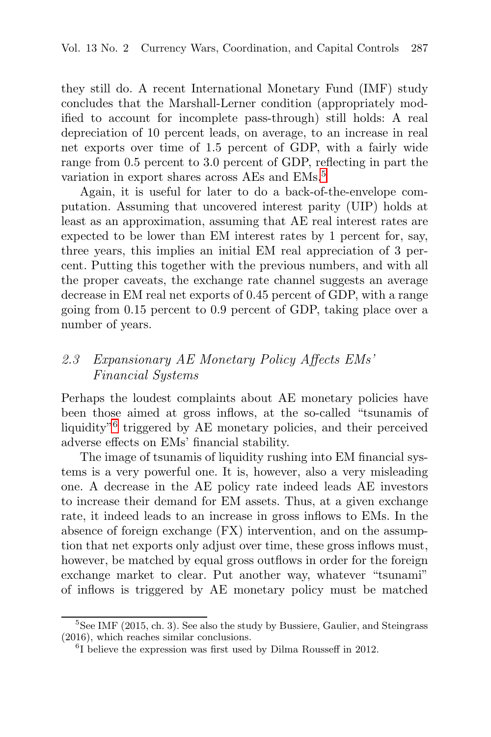they still do. A recent International Monetary Fund (IMF) study concludes that the Marshall-Lerner condition (appropriately modified to account for incomplete pass-through) still holds: A real depreciation of 10 percent leads, on average, to an increase in real net exports over time of 1.5 percent of GDP, with a fairly wide range from 0.5 percent to 3.0 percent of GDP, reflecting in part the variation in export shares across AEs and EMs.[5]

Again, it is useful for later to do a back-of-the-envelope computation. Assuming that uncovered interest parity (UIP) holds at least as an approximation, assuming that AE real interest rates are expected to be lower than EM interest rates by 1 percent for, say, three years, this implies an initial EM real appreciation of 3 percent. Putting this together with the previous numbers, and with all the proper caveats, the exchange rate channel suggests an average decrease in EM real net exports of 0.45 percent of GDP, with a range going from 0.15 percent to 0.9 percent of GDP, taking place over a number of years.

### 2.3 *Expansionary AE Monetary Policy Affects EMs' Financial Systems*

Perhaps the loudest complaints about AE monetary policies have been those aimed at gross inflows, at the so-called "tsunamis of liquidity"[6] triggered by AE monetary policies, and their perceived adverse effects on EMs' financial stability.

The image of tsunamis of liquidity rushing into EM financial systems is a very powerful one. It is, however, also a very misleading one. A decrease in the AE policy rate indeed leads AE investors to increase their demand for EM assets. Thus, at a given exchange rate, it indeed leads to an increase in gross inflows to EMs. In the absence of foreign exchange (FX) intervention, and on the assumption that net exports only adjust over time, these gross inflows must, however, be matched by equal gross outflows in order for the foreign exchange market to clear. Put another way, whatever "tsunami" of inflows is triggered by AE monetary policy must be matched

[5] See IMF (2015, ch. 3). See also the study by Bussiere, Gaulier, and Steingrass (2016), which reaches similar conclusions.

[6] I believe the expression was first used by Dilma Rousseff in 2012.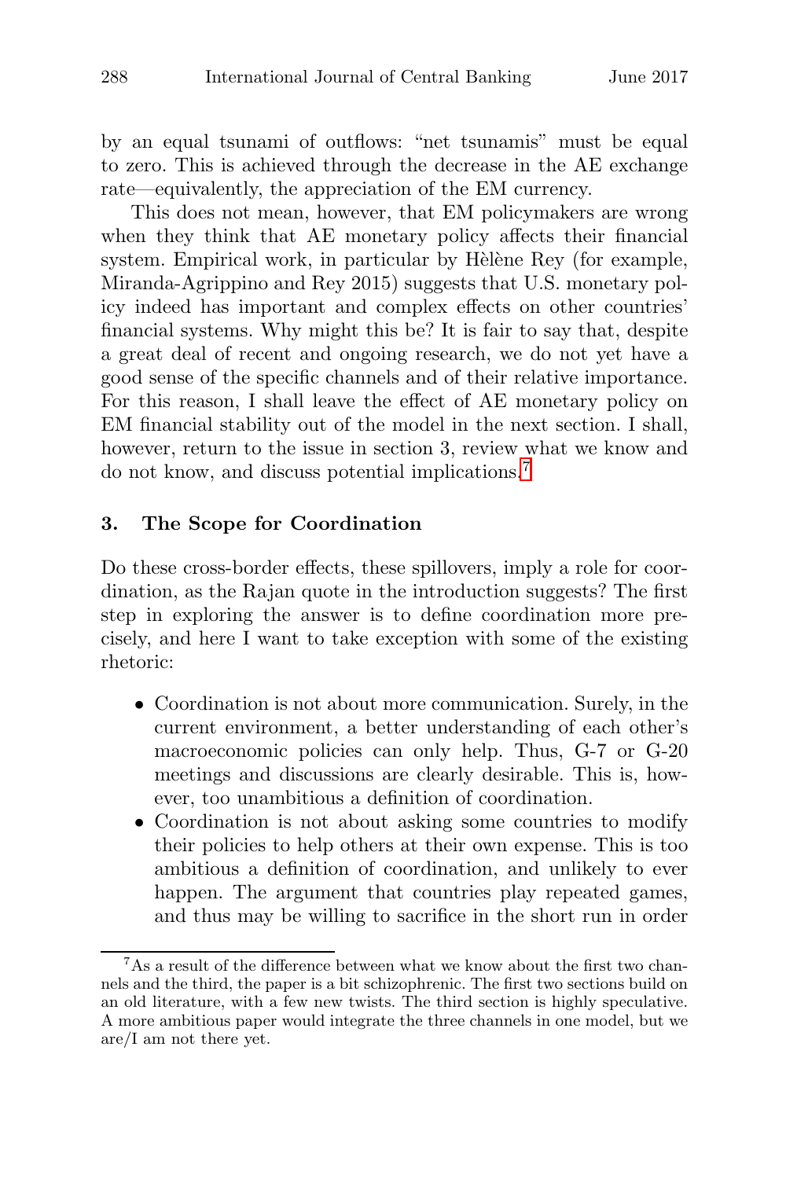by an equal tsunami of outflows: "net tsunamis" must be equal to zero. This is achieved through the decrease in the AE exchange rate—equivalently, the appreciation of the EM currency.

This does not mean, however, that EM policymakers are wrong when they think that AE monetary policy affects their financial system. Empirical work, in particular by Hèlène Rey (for example, Miranda-Agrippino and Rey 2015) suggests that U.S. monetary policy indeed has important and complex effects on other countries' financial systems. Why might this be? It is fair to say that, despite a great deal of recent and ongoing research, we do not yet have a good sense of the specific channels and of their relative importance. For this reason, I shall leave the effect of AE monetary policy on EM financial stability out of the model in the next section. I shall, however, return to the issue in section 3, review what we know and do not know, and discuss potential implications.[7]

## 3. The Scope for Coordination

Do these cross-border effects, these spillovers, imply a role for coordination, as the Rajan quote in the introduction suggests? The first step in exploring the answer is to define coordination more precisely, and here I want to take exception with some of the existing rhetoric:

- Coordination is not about more communication. Surely, in the current environment, a better understanding of each other's macroeconomic policies can only help. Thus, G-7 or G-20 meetings and discussions are clearly desirable. This is, however, too unambitious a definition of coordination.
- Coordination is not about asking some countries to modify their policies to help others at their own expense. This is too ambitious a definition of coordination, and unlikely to ever happen. The argument that countries play repeated games, and thus may be willing to sacrifice in the short run in order

[7] As a result of the difference between what we know about the first two channels and the third, the paper is a bit schizophrenic. The first two sections build on an old literature, with a few new twists. The third section is highly speculative. A more ambitious paper would integrate the three channels in one model, but we are/I am not there yet.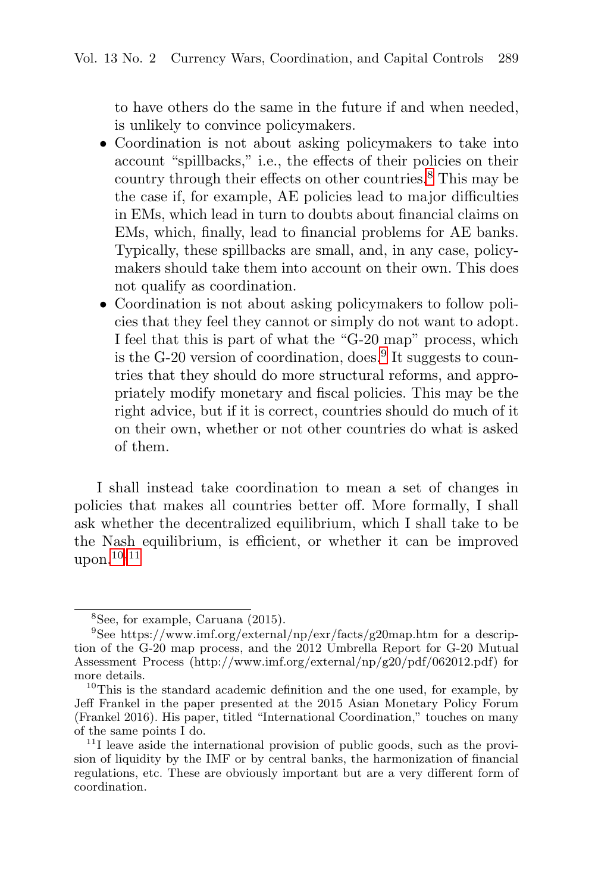to have others do the same in the future if and when needed, is unlikely to convince policymakers.

- Coordination is not about asking policymakers to take into account "spillbacks," i.e., the effects of their policies on their country through their effects on other countries.[8] This may be the case if, for example, AE policies lead to major difficulties in EMs, which lead in turn to doubts about financial claims on EMs, which, finally, lead to financial problems for AE banks. Typically, these spillbacks are small, and, in any case, policymakers should take them into account on their own. This does not qualify as coordination.
- Coordination is not about asking policymakers to follow policies that they feel they cannot or simply do not want to adopt. I feel that this is part of what the "G-20 map" process, which is the G-20 version of coordination, does.[9] It suggests to countries that they should do more structural reforms, and appropriately modify monetary and fiscal policies. This may be the right advice, but if it is correct, countries should do much of it on their own, whether or not other countries do what is asked of them.

I shall instead take coordination to mean a set of changes in policies that makes all countries better off. More formally, I shall ask whether the decentralized equilibrium, which I shall take to be the Nash equilibrium, is efficient, or whether it can be improved upon.[10,11]

---

[8] See, for example, Caruana (2015).

[9] See https://www.imf.org/external/np/exr/facts/g20map.htm for a description of the G-20 map process, and the 2012 Umbrella Report for G-20 Mutual Assessment Process (http://www.imf.org/external/np/g20/pdf/062012.pdf) for more details.

[10] This is the standard academic definition and the one used, for example, by Jeff Frankel in the paper presented at the 2015 Asian Monetary Policy Forum (Frankel 2016). His paper, titled "International Coordination," touches on many of the same points I do.

[11] I leave aside the international provision of public goods, such as the provision of liquidity by the IMF or by central banks, the harmonization of financial regulations, etc. These are obviously important but are a very different form of coordination.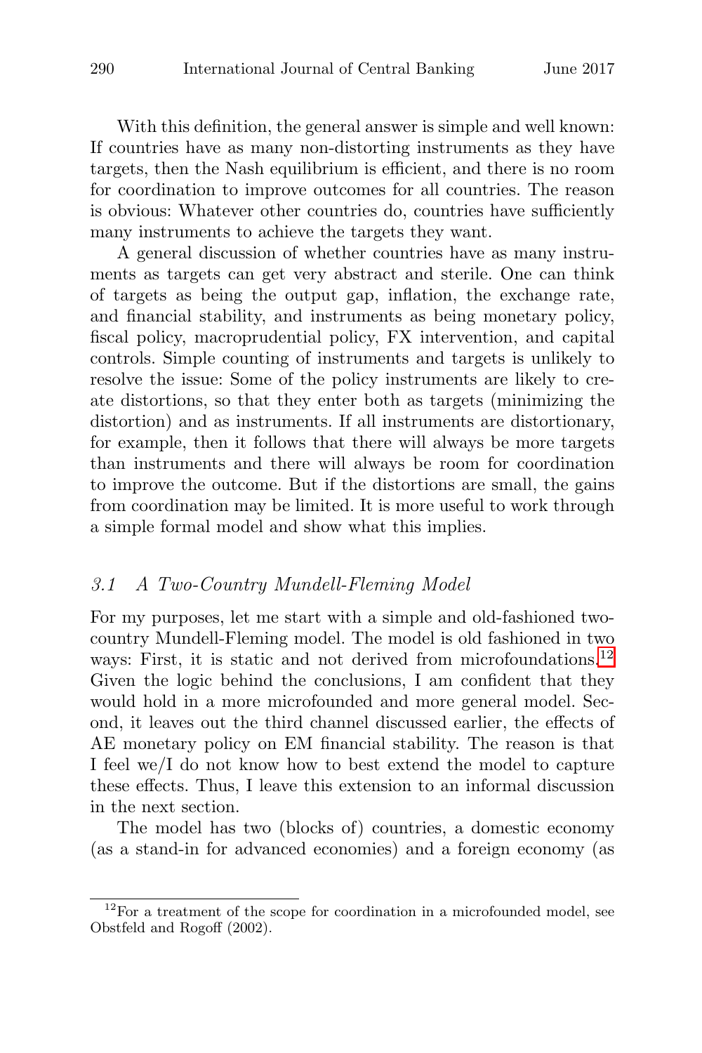With this definition, the general answer is simple and well known: If countries have as many non-distorting instruments as they have targets, then the Nash equilibrium is efficient, and there is no room for coordination to improve outcomes for all countries. The reason is obvious: Whatever other countries do, countries have sufficiently many instruments to achieve the targets they want.

A general discussion of whether countries have as many instruments as targets can get very abstract and sterile. One can think of targets as being the output gap, inflation, the exchange rate, and financial stability, and instruments as being monetary policy, fiscal policy, macroprudential policy, FX intervention, and capital controls. Simple counting of instruments and targets is unlikely to resolve the issue: Some of the policy instruments are likely to create distortions, so that they enter both as targets (minimizing the distortion) and as instruments. If all instruments are distortionary, for example, then it follows that there will always be more targets than instruments and there will always be room for coordination to improve the outcome. But if the distortions are small, the gains from coordination may be limited. It is more useful to work through a simple formal model and show what this implies.

### *3.1 A Two-Country Mundell-Fleming Model*

For my purposes, let me start with a simple and old-fashioned two-country Mundell-Fleming model. The model is old fashioned in two ways: First, it is static and not derived from microfoundations.[12] Given the logic behind the conclusions, I am confident that they would hold in a more microfounded and more general model. Second, it leaves out the third channel discussed earlier, the effects of AE monetary policy on EM financial stability. The reason is that I feel we/I do not know how to best extend the model to capture these effects. Thus, I leave this extension to an informal discussion in the next section.

The model has two (blocks of) countries, a domestic economy (as a stand-in for advanced economies) and a foreign economy (as

[12] For a treatment of the scope for coordination in a microfounded model, see Obstfeld and Rogoff (2002).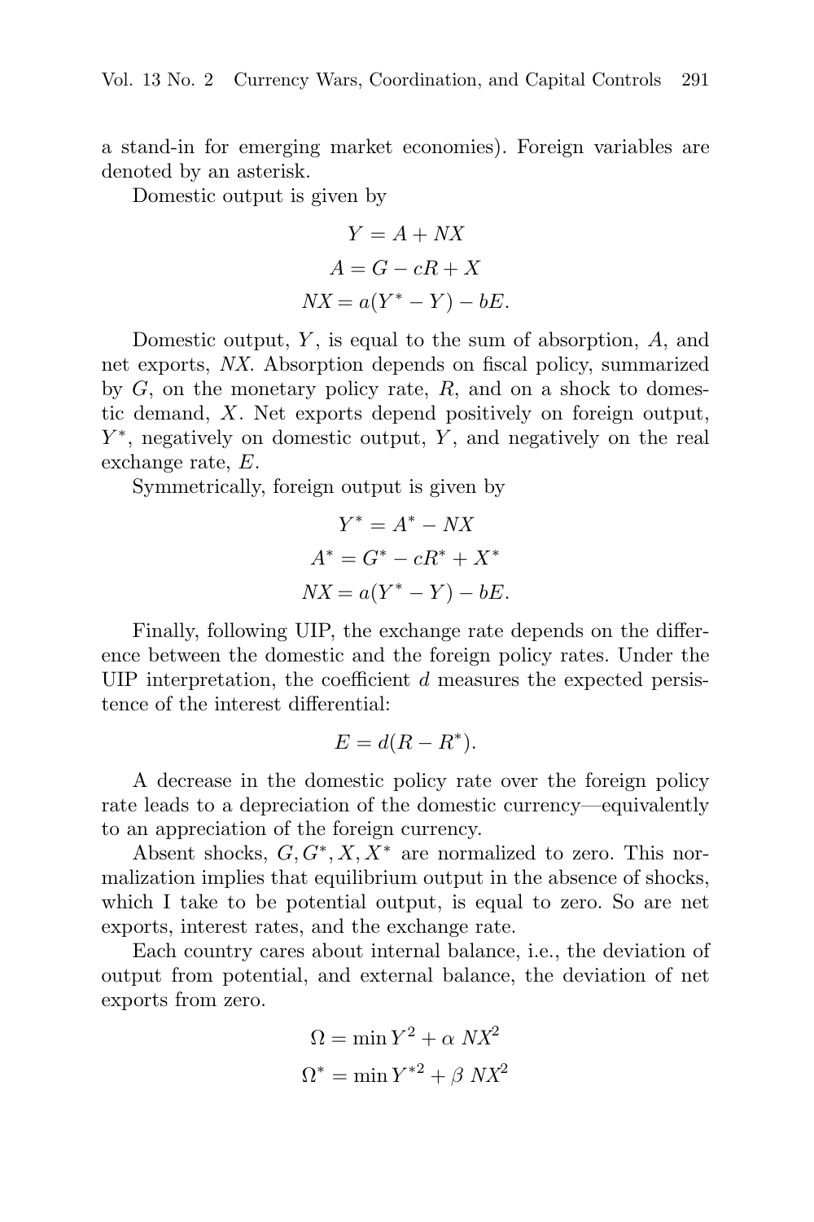a stand-in for emerging market economies). Foreign variables are denoted by an asterisk.

Domestic output is given by

$$Y = A + NX$$

$$A = G - cR + X$$

$$NX = a(Y^* - Y) - bE.$$

Domestic output, $Y$, is equal to the sum of absorption, $A$, and net exports, $NX$. Absorption depends on fiscal policy, summarized by $G$, on the monetary policy rate, $R$, and on a shock to domestic demand, $X$. Net exports depend positively on foreign output, $Y^*$, negatively on domestic output, $Y$, and negatively on the real exchange rate, $E$.

Symmetrically, foreign output is given by

$$Y^* = A^* - NX$$

$$A^* = G^* - cR^* + X^*$$

$$NX = a(Y^* - Y) - bE.$$

Finally, following UIP, the exchange rate depends on the difference between the domestic and the foreign policy rates. Under the UIP interpretation, the coefficient $d$ measures the expected persistence of the interest differential:

$$E = d(R - R^*).$$

A decrease in the domestic policy rate over the foreign policy rate leads to a depreciation of the domestic currency—equivalently to an appreciation of the foreign currency.

Absent shocks, $G, G^*, X, X^*$ are normalized to zero. This normalization implies that equilibrium output in the absence of shocks, which I take to be potential output, is equal to zero. So are net exports, interest rates, and the exchange rate.

Each country cares about internal balance, i.e., the deviation of output from potential, and external balance, the deviation of net exports from zero.

$$\Omega = \min Y^2 + \alpha\, NX^2$$

$$\Omega^* = \min Y^{*2} + \beta\, NX^2$$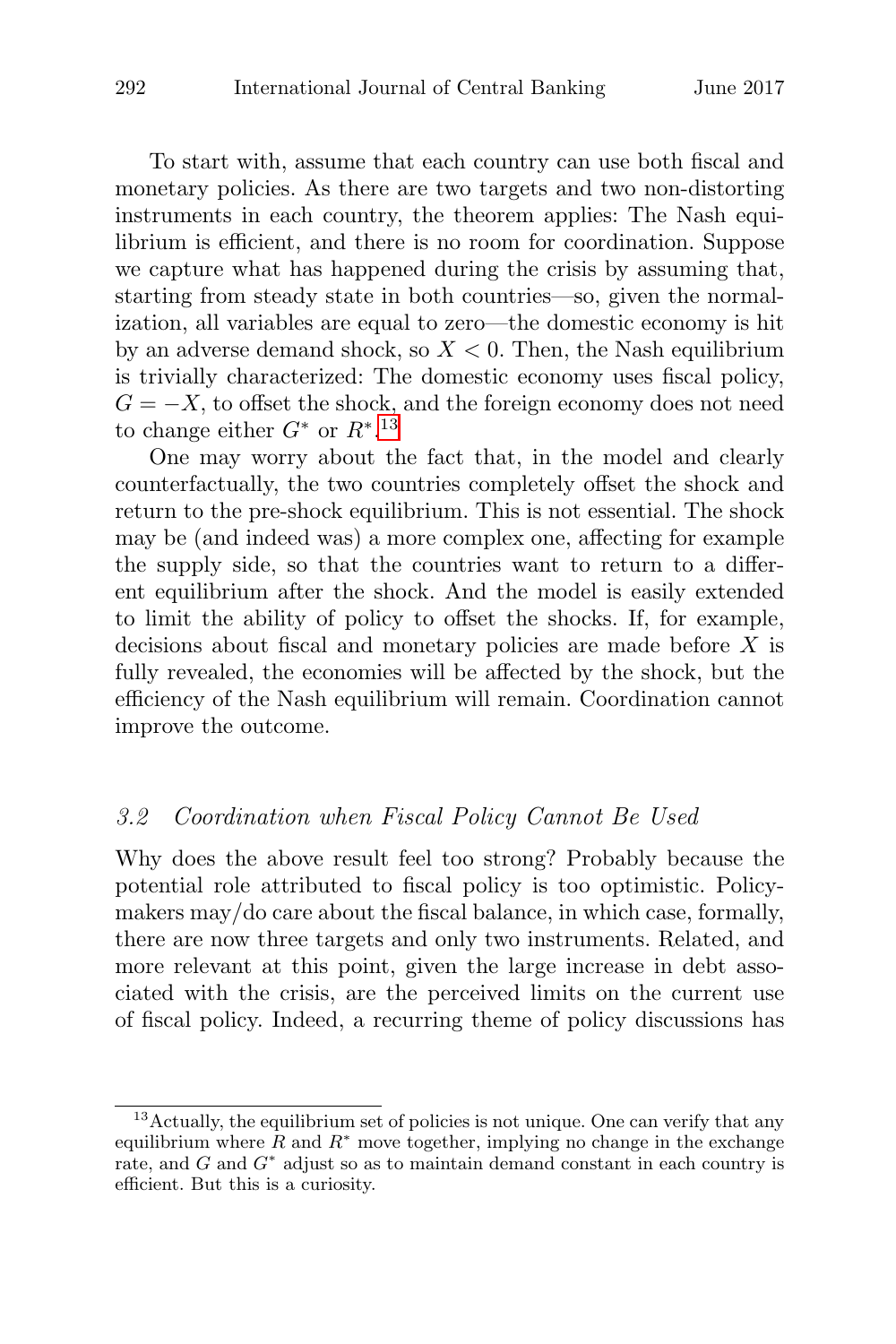To start with, assume that each country can use both fiscal and monetary policies. As there are two targets and two non-distorting instruments in each country, the theorem applies: The Nash equilibrium is efficient, and there is no room for coordination. Suppose we capture what has happened during the crisis by assuming that, starting from steady state in both countries—so, given the normalization, all variables are equal to zero—the domestic economy is hit by an adverse demand shock, so $X < 0$. Then, the Nash equilibrium is trivially characterized: The domestic economy uses fiscal policy, $G = -X$, to offset the shock, and the foreign economy does not need to change either $G^*$ or $R^*$.[13]

One may worry about the fact that, in the model and clearly counterfactually, the two countries completely offset the shock and return to the pre-shock equilibrium. This is not essential. The shock may be (and indeed was) a more complex one, affecting for example the supply side, so that the countries want to return to a different equilibrium after the shock. And the model is easily extended to limit the ability of policy to offset the shocks. If, for example, decisions about fiscal and monetary policies are made before $X$ is fully revealed, the economies will be affected by the shock, but the efficiency of the Nash equilibrium will remain. Coordination cannot improve the outcome.

### *3.2 Coordination when Fiscal Policy Cannot Be Used*

Why does the above result feel too strong? Probably because the potential role attributed to fiscal policy is too optimistic. Policymakers may/do care about the fiscal balance, in which case, formally, there are now three targets and only two instruments. Related, and more relevant at this point, given the large increase in debt associated with the crisis, are the perceived limits on the current use of fiscal policy. Indeed, a recurring theme of policy discussions has

[13] Actually, the equilibrium set of policies is not unique. One can verify that any equilibrium where $R$ and $R^*$ move together, implying no change in the exchange rate, and $G$ and $G^*$ adjust so as to maintain demand constant in each country is efficient. But this is a curiosity.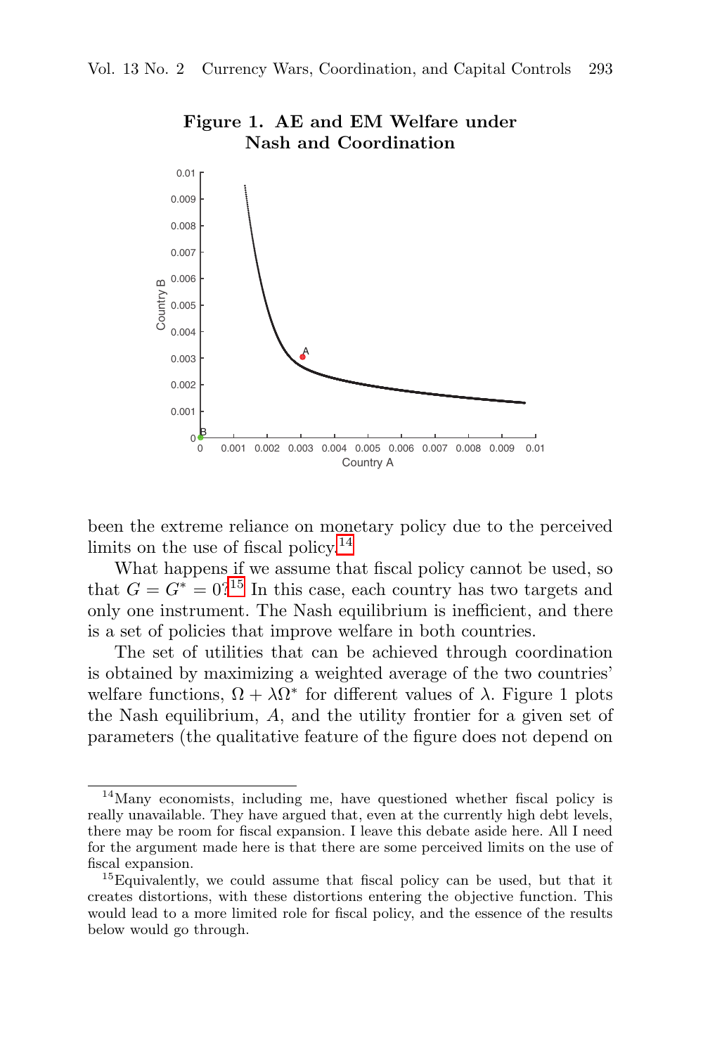**Figure 1. AE and EM Welfare under Nash and Coordination**

Country B

0.01
0.009
0.008
0.007
0.006
0.005
0.004
0.003
0.002
0.001
0

A

B

0 0.001 0.002 0.003 0.004 0.005 0.006 0.007 0.008 0.009 0.01

Country A

been the extreme reliance on monetary policy due to the perceived limits on the use of fiscal policy.[14]

What happens if we assume that fiscal policy cannot be used, so that $G = G^* = 0$?[15] In this case, each country has two targets and only one instrument. The Nash equilibrium is inefficient, and there is a set of policies that improve welfare in both countries.

The set of utilities that can be achieved through coordination is obtained by maximizing a weighted average of the two countries' welfare functions, $\Omega + \lambda\Omega^*$ for different values of $\lambda$. Figure 1 plots the Nash equilibrium, $A$, and the utility frontier for a given set of parameters (the qualitative feature of the figure does not depend on

---

[14] Many economists, including me, have questioned whether fiscal policy is really unavailable. They have argued that, even at the currently high debt levels, there may be room for fiscal expansion. I leave this debate aside here. All I need for the argument made here is that there are some perceived limits on the use of fiscal expansion.

[15] Equivalently, we could assume that fiscal policy can be used, but that it creates distortions, with these distortions entering the objective function. This would lead to a more limited role for fiscal policy, and the essence of the results below would go through.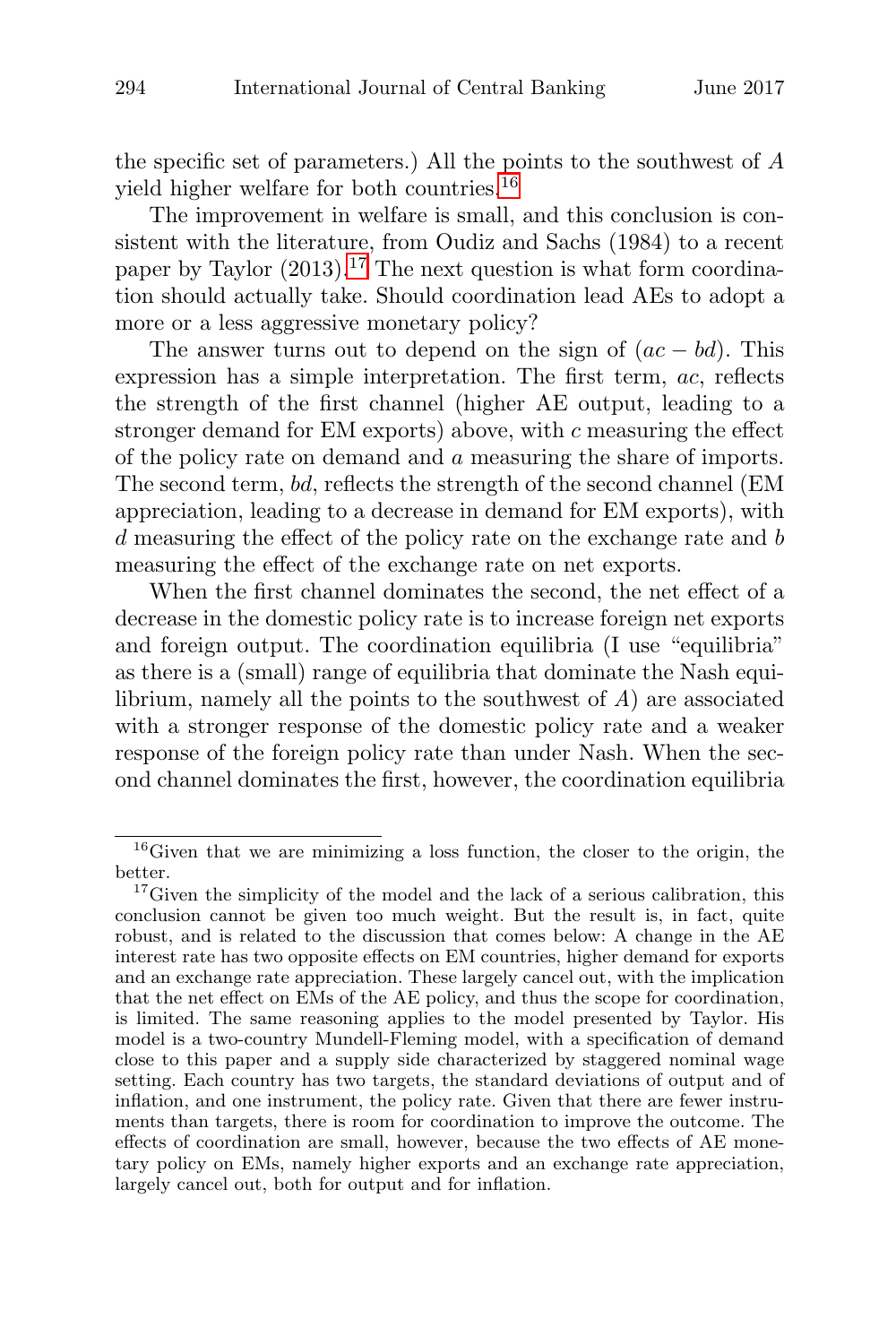the specific set of parameters.) All the points to the southwest of $A$ yield higher welfare for both countries.[16]

The improvement in welfare is small, and this conclusion is consistent with the literature, from Oudiz and Sachs (1984) to a recent paper by Taylor (2013).[17] The next question is what form coordination should actually take. Should coordination lead AEs to adopt a more or a less aggressive monetary policy?

The answer turns out to depend on the sign of $(ac - bd)$. This expression has a simple interpretation. The first term, $ac$, reflects the strength of the first channel (higher AE output, leading to a stronger demand for EM exports) above, with $c$ measuring the effect of the policy rate on demand and $a$ measuring the share of imports. The second term, $bd$, reflects the strength of the second channel (EM appreciation, leading to a decrease in demand for EM exports), with $d$ measuring the effect of the policy rate on the exchange rate and $b$ measuring the effect of the exchange rate on net exports.

When the first channel dominates the second, the net effect of a decrease in the domestic policy rate is to increase foreign net exports and foreign output. The coordination equilibria (I use "equilibria" as there is a (small) range of equilibria that dominate the Nash equilibrium, namely all the points to the southwest of $A$) are associated with a stronger response of the domestic policy rate and a weaker response of the foreign policy rate than under Nash. When the second channel dominates the first, however, the coordination equilibria

[16] Given that we are minimizing a loss function, the closer to the origin, the better.

[17] Given the simplicity of the model and the lack of a serious calibration, this conclusion cannot be given too much weight. But the result is, in fact, quite robust, and is related to the discussion that comes below: A change in the AE interest rate has two opposite effects on EM countries, higher demand for exports and an exchange rate appreciation. These largely cancel out, with the implication that the net effect on EMs of the AE policy, and thus the scope for coordination, is limited. The same reasoning applies to the model presented by Taylor. His model is a two-country Mundell-Fleming model, with a specification of demand close to this paper and a supply side characterized by staggered nominal wage setting. Each country has two targets, the standard deviations of output and of inflation, and one instrument, the policy rate. Given that there are fewer instruments than targets, there is room for coordination to improve the outcome. The effects of coordination are small, however, because the two effects of AE monetary policy on EMs, namely higher exports and an exchange rate appreciation, largely cancel out, both for output and for inflation.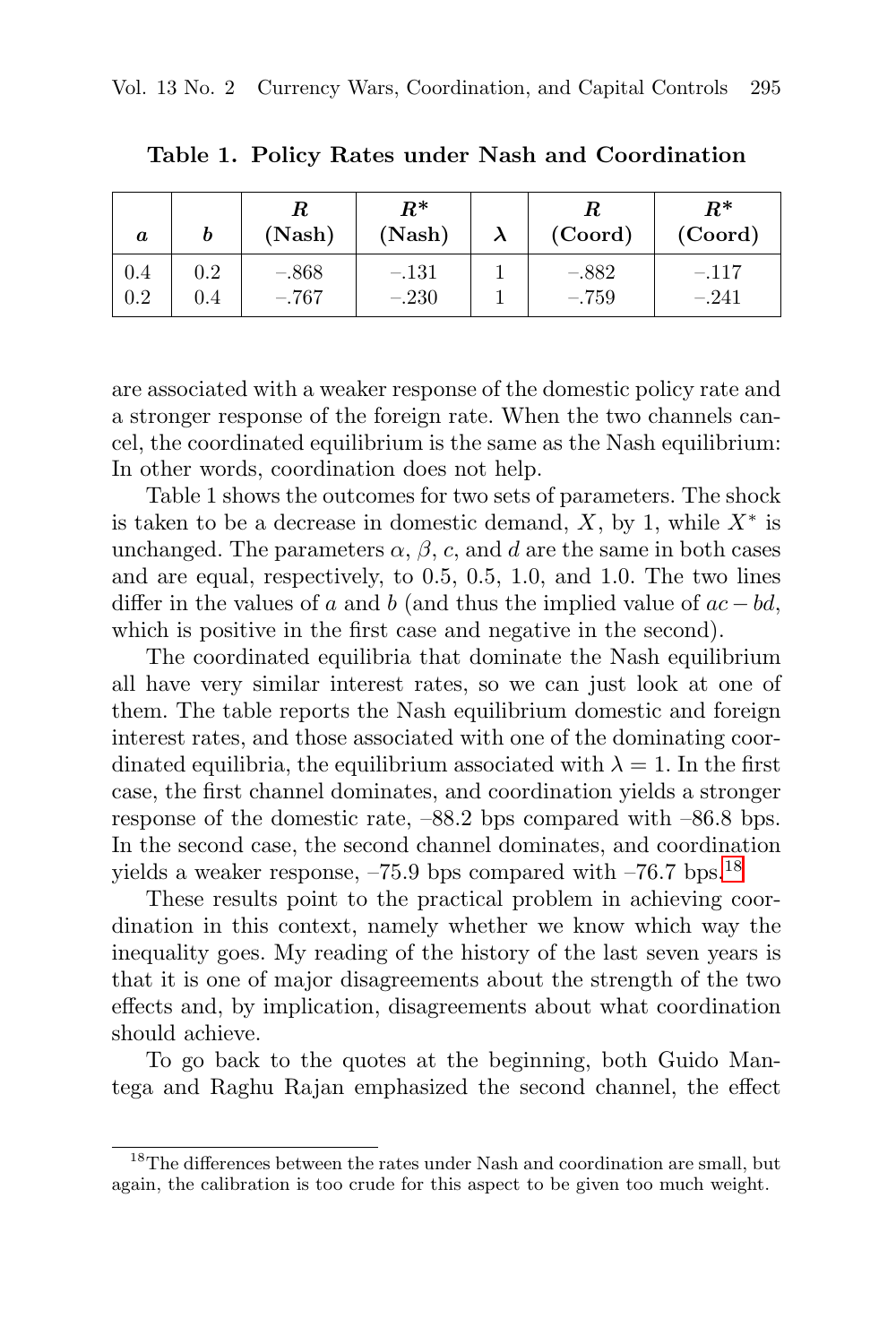**Table 1. Policy Rates under Nash and Coordination**

| $a$ | $b$ | $R$ (Nash) | $R^*$ (Nash) | $\lambda$ | $R$ (Coord) | $R^*$ (Coord) |
|---|---|---|---|---|---|---|
| 0.4 | 0.2 | –.868 | –.131 | 1 | –.882 | –.117 |
| 0.2 | 0.4 | –.767 | –.230 | 1 | –.759 | –.241 |

are associated with a weaker response of the domestic policy rate and a stronger response of the foreign rate. When the two channels cancel, the coordinated equilibrium is the same as the Nash equilibrium: In other words, coordination does not help.

Table 1 shows the outcomes for two sets of parameters. The shock is taken to be a decrease in domestic demand, $X$, by 1, while $X^*$ is unchanged. The parameters $\alpha$, $\beta$, $c$, and $d$ are the same in both cases and are equal, respectively, to 0.5, 0.5, 1.0, and 1.0. The two lines differ in the values of $a$ and $b$ (and thus the implied value of $ac - bd$, which is positive in the first case and negative in the second).

The coordinated equilibria that dominate the Nash equilibrium all have very similar interest rates, so we can just look at one of them. The table reports the Nash equilibrium domestic and foreign interest rates, and those associated with one of the dominating coordinated equilibria, the equilibrium associated with $\lambda = 1$. In the first case, the first channel dominates, and coordination yields a stronger response of the domestic rate, –88.2 bps compared with –86.8 bps. In the second case, the second channel dominates, and coordination yields a weaker response, –75.9 bps compared with –76.7 bps.[18]

These results point to the practical problem in achieving coordination in this context, namely whether we know which way the inequality goes. My reading of the history of the last seven years is that it is one of major disagreements about the strength of the two effects and, by implication, disagreements about what coordination should achieve.

To go back to the quotes at the beginning, both Guido Mantega and Raghu Rajan emphasized the second channel, the effect

[18] The differences between the rates under Nash and coordination are small, but again, the calibration is too crude for this aspect to be given too much weight.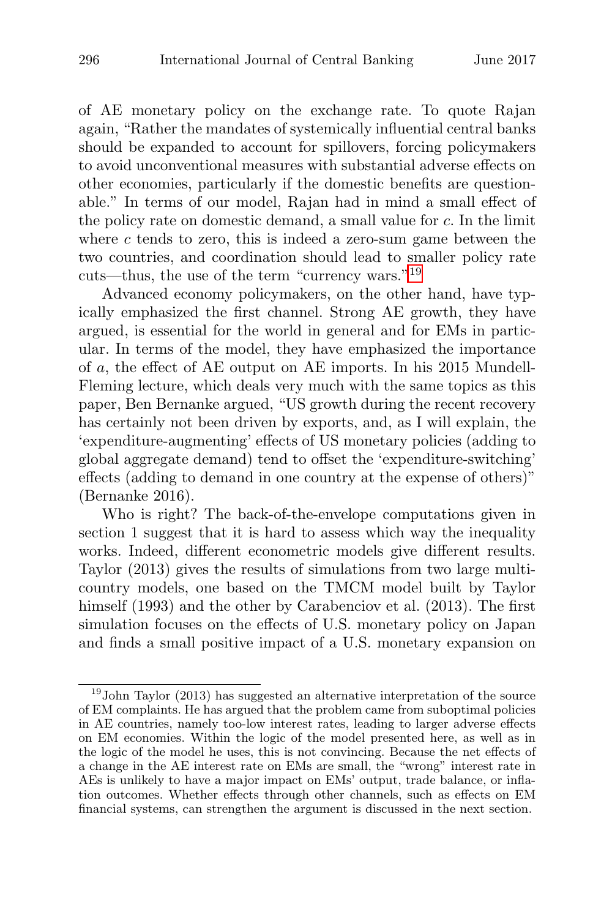of AE monetary policy on the exchange rate. To quote Rajan again, "Rather the mandates of systemically influential central banks should be expanded to account for spillovers, forcing policymakers to avoid unconventional measures with substantial adverse effects on other economies, particularly if the domestic benefits are questionable." In terms of our model, Rajan had in mind a small effect of the policy rate on domestic demand, a small value for $c$. In the limit where $c$ tends to zero, this is indeed a zero-sum game between the two countries, and coordination should lead to smaller policy rate cuts—thus, the use of the term "currency wars."[19]

Advanced economy policymakers, on the other hand, have typically emphasized the first channel. Strong AE growth, they have argued, is essential for the world in general and for EMs in particular. In terms of the model, they have emphasized the importance of $a$, the effect of AE output on AE imports. In his 2015 Mundell-Fleming lecture, which deals very much with the same topics as this paper, Ben Bernanke argued, "US growth during the recent recovery has certainly not been driven by exports, and, as I will explain, the 'expenditure-augmenting' effects of US monetary policies (adding to global aggregate demand) tend to offset the 'expenditure-switching' effects (adding to demand in one country at the expense of others)" (Bernanke 2016).

Who is right? The back-of-the-envelope computations given in section 1 suggest that it is hard to assess which way the inequality works. Indeed, different econometric models give different results. Taylor (2013) gives the results of simulations from two large multi-country models, one based on the TMCM model built by Taylor himself (1993) and the other by Carabenciov et al. (2013). The first simulation focuses on the effects of U.S. monetary policy on Japan and finds a small positive impact of a U.S. monetary expansion on

[19] John Taylor (2013) has suggested an alternative interpretation of the source of EM complaints. He has argued that the problem came from suboptimal policies in AE countries, namely too-low interest rates, leading to larger adverse effects on EM economies. Within the logic of the model presented here, as well as in the logic of the model he uses, this is not convincing. Because the net effects of a change in the AE interest rate on EMs are small, the "wrong" interest rate in AEs is unlikely to have a major impact on EMs' output, trade balance, or inflation outcomes. Whether effects through other channels, such as effects on EM financial systems, can strengthen the argument is discussed in the next section.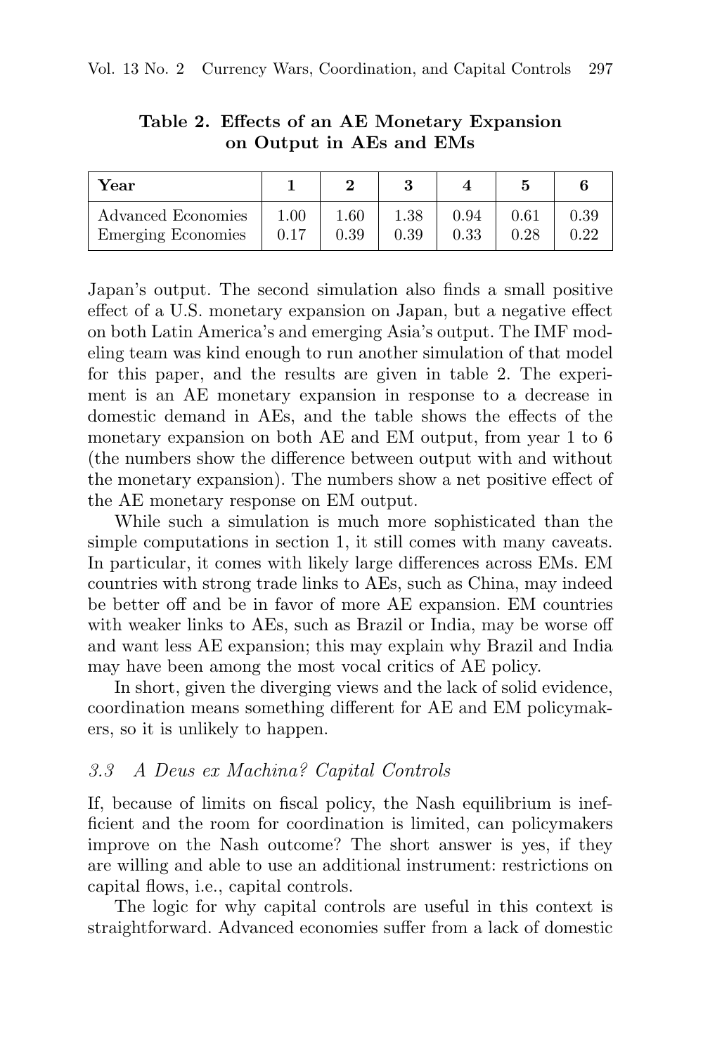**Table 2. Effects of an AE Monetary Expansion on Output in AEs and EMs**

| Year | 1 | 2 | 3 | 4 | 5 | 6 |
|---|---|---|---|---|---|---|
| Advanced Economies | 1.00 | 1.60 | 1.38 | 0.94 | 0.61 | 0.39 |
| Emerging Economies | 0.17 | 0.39 | 0.39 | 0.33 | 0.28 | 0.22 |

Japan's output. The second simulation also finds a small positive effect of a U.S. monetary expansion on Japan, but a negative effect on both Latin America's and emerging Asia's output. The IMF modeling team was kind enough to run another simulation of that model for this paper, and the results are given in table 2. The experiment is an AE monetary expansion in response to a decrease in domestic demand in AEs, and the table shows the effects of the monetary expansion on both AE and EM output, from year 1 to 6 (the numbers show the difference between output with and without the monetary expansion). The numbers show a net positive effect of the AE monetary response on EM output.

While such a simulation is much more sophisticated than the simple computations in section 1, it still comes with many caveats. In particular, it comes with likely large differences across EMs. EM countries with strong trade links to AEs, such as China, may indeed be better off and be in favor of more AE expansion. EM countries with weaker links to AEs, such as Brazil or India, may be worse off and want less AE expansion; this may explain why Brazil and India may have been among the most vocal critics of AE policy.

In short, given the diverging views and the lack of solid evidence, coordination means something different for AE and EM policymakers, so it is unlikely to happen.

### *3.3 A Deus ex Machina? Capital Controls*

If, because of limits on fiscal policy, the Nash equilibrium is inefficient and the room for coordination is limited, can policymakers improve on the Nash outcome? The short answer is yes, if they are willing and able to use an additional instrument: restrictions on capital flows, i.e., capital controls.

The logic for why capital controls are useful in this context is straightforward. Advanced economies suffer from a lack of domestic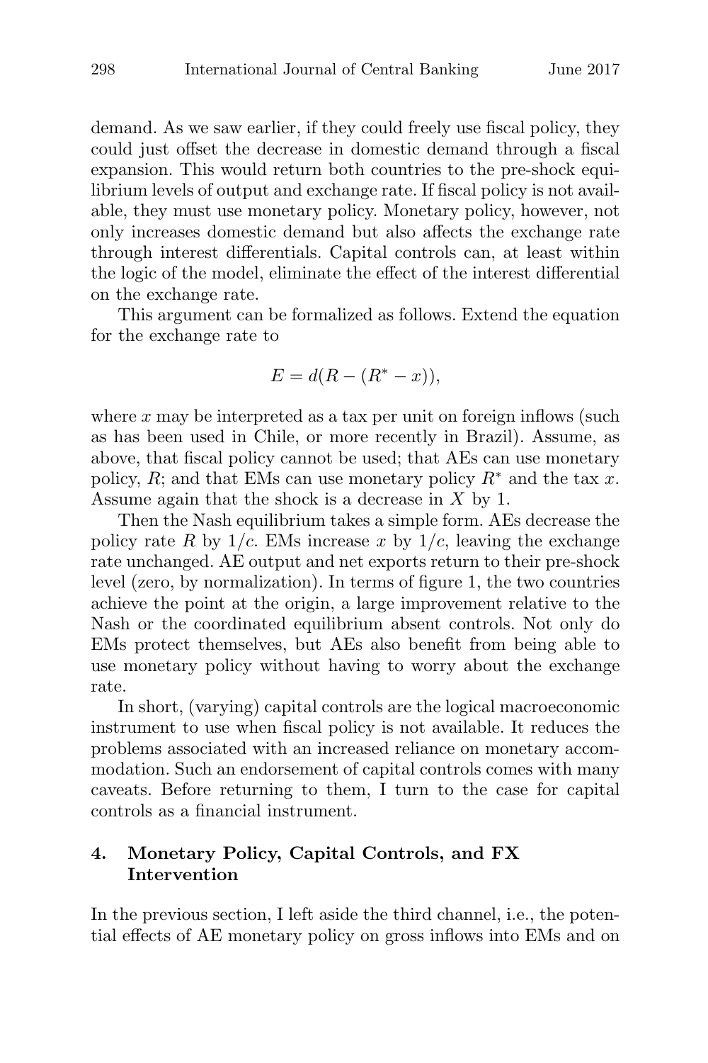demand. As we saw earlier, if they could freely use fiscal policy, they could just offset the decrease in domestic demand through a fiscal expansion. This would return both countries to the pre-shock equilibrium levels of output and exchange rate. If fiscal policy is not available, they must use monetary policy. Monetary policy, however, not only increases domestic demand but also affects the exchange rate through interest differentials. Capital controls can, at least within the logic of the model, eliminate the effect of the interest differential on the exchange rate.

This argument can be formalized as follows. Extend the equation for the exchange rate to

$$E = d(R - (R^* - x)),$$

where $x$ may be interpreted as a tax per unit on foreign inflows (such as has been used in Chile, or more recently in Brazil). Assume, as above, that fiscal policy cannot be used; that AEs can use monetary policy, $R$; and that EMs can use monetary policy $R^*$ and the tax $x$. Assume again that the shock is a decrease in $X$ by 1.

Then the Nash equilibrium takes a simple form. AEs decrease the policy rate $R$ by $1/c$. EMs increase $x$ by $1/c$, leaving the exchange rate unchanged. AE output and net exports return to their pre-shock level (zero, by normalization). In terms of figure 1, the two countries achieve the point at the origin, a large improvement relative to the Nash or the coordinated equilibrium absent controls. Not only do EMs protect themselves, but AEs also benefit from being able to use monetary policy without having to worry about the exchange rate.

In short, (varying) capital controls are the logical macroeconomic instrument to use when fiscal policy is not available. It reduces the problems associated with an increased reliance on monetary accommodation. Such an endorsement of capital controls comes with many caveats. Before returning to them, I turn to the case for capital controls as a financial instrument.

## 4. Monetary Policy, Capital Controls, and FX Intervention

In the previous section, I left aside the third channel, i.e., the potential effects of AE monetary policy on gross inflows into EMs and on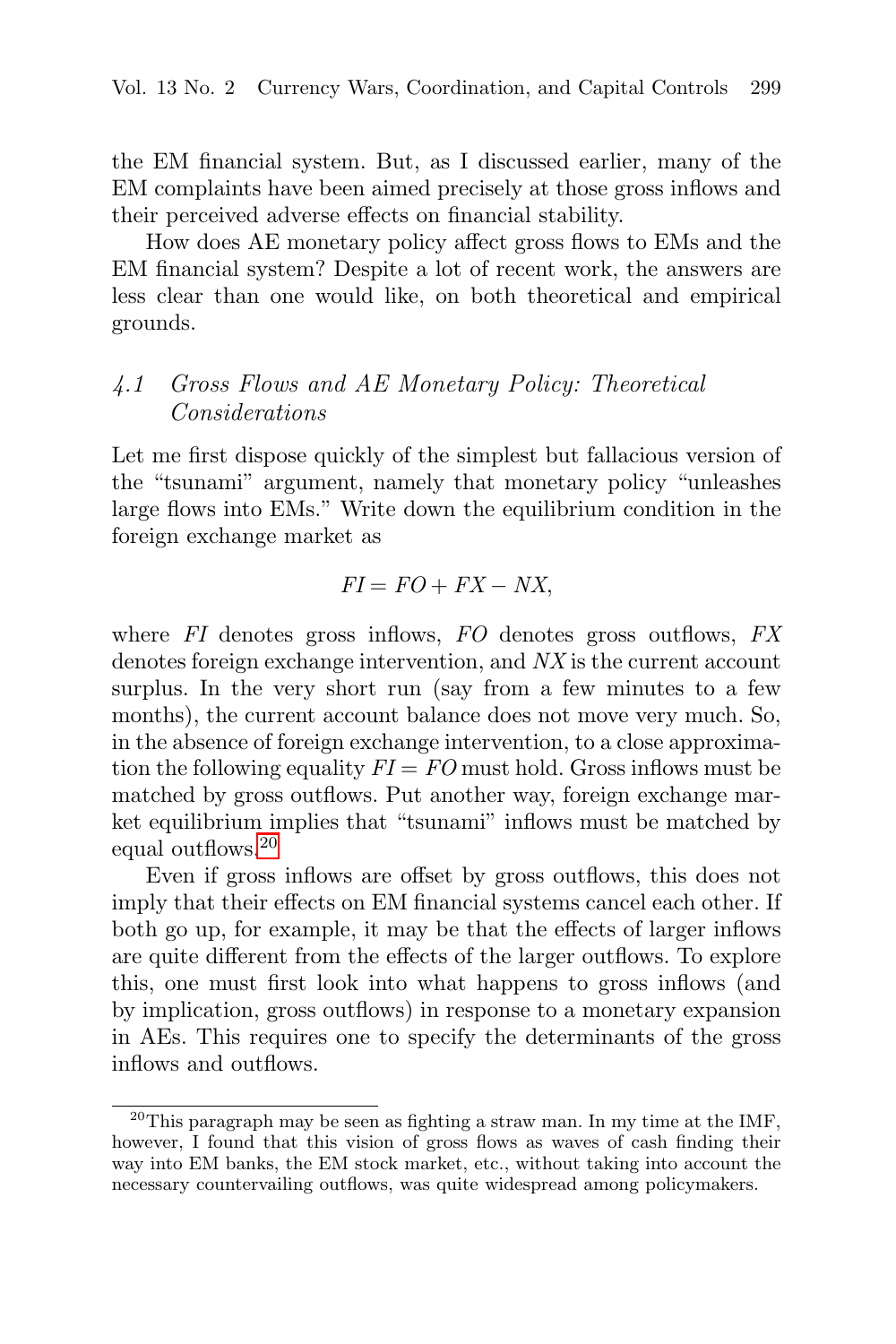the EM financial system. But, as I discussed earlier, many of the EM complaints have been aimed precisely at those gross inflows and their perceived adverse effects on financial stability.

How does AE monetary policy affect gross flows to EMs and the EM financial system? Despite a lot of recent work, the answers are less clear than one would like, on both theoretical and empirical grounds.

### *4.1 Gross Flows and AE Monetary Policy: Theoretical Considerations*

Let me first dispose quickly of the simplest but fallacious version of the "tsunami" argument, namely that monetary policy "unleashes large flows into EMs." Write down the equilibrium condition in the foreign exchange market as

$$FI = FO + FX - NX,$$

where $FI$ denotes gross inflows, $FO$ denotes gross outflows, $FX$ denotes foreign exchange intervention, and $NX$ is the current account surplus. In the very short run (say from a few minutes to a few months), the current account balance does not move very much. So, in the absence of foreign exchange intervention, to a close approximation the following equality $FI = FO$ must hold. Gross inflows must be matched by gross outflows. Put another way, foreign exchange market equilibrium implies that "tsunami" inflows must be matched by equal outflows.[20]

Even if gross inflows are offset by gross outflows, this does not imply that their effects on EM financial systems cancel each other. If both go up, for example, it may be that the effects of larger inflows are quite different from the effects of the larger outflows. To explore this, one must first look into what happens to gross inflows (and by implication, gross outflows) in response to a monetary expansion in AEs. This requires one to specify the determinants of the gross inflows and outflows.

---

[20] This paragraph may be seen as fighting a straw man. In my time at the IMF, however, I found that this vision of gross flows as waves of cash finding their way into EM banks, the EM stock market, etc., without taking into account the necessary countervailing outflows, was quite widespread among policymakers.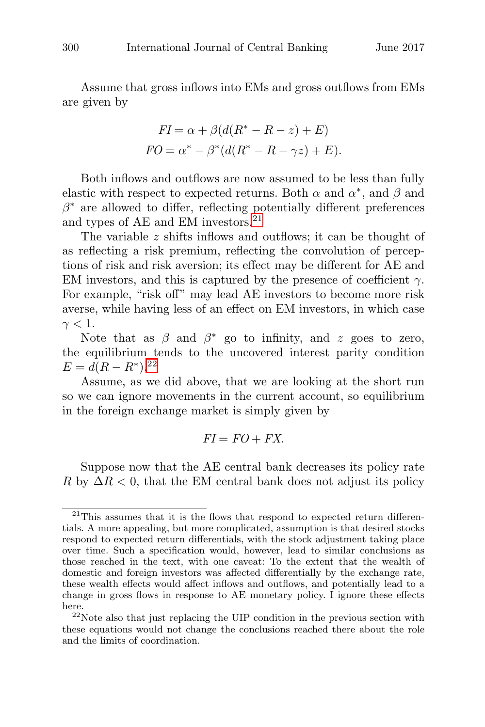Assume that gross inflows into EMs and gross outflows from EMs are given by

$$FI = \alpha + \beta(d(R^* - R - z) + E)$$
$$FO = \alpha^* - \beta^*(d(R^* - R - \gamma z) + E).$$

Both inflows and outflows are now assumed to be less than fully elastic with respect to expected returns. Both $\alpha$ and $\alpha^*$, and $\beta$ and $\beta^*$ are allowed to differ, reflecting potentially different preferences and types of AE and EM investors.[21]

The variable $z$ shifts inflows and outflows; it can be thought of as reflecting a risk premium, reflecting the convolution of perceptions of risk and risk aversion; its effect may be different for AE and EM investors, and this is captured by the presence of coefficient $\gamma$. For example, "risk off" may lead AE investors to become more risk averse, while having less of an effect on EM investors, in which case $\gamma < 1$.

Note that as $\beta$ and $\beta^*$ go to infinity, and $z$ goes to zero, the equilibrium tends to the uncovered interest parity condition $E = d(R - R^*)$.[22]

Assume, as we did above, that we are looking at the short run so we can ignore movements in the current account, so equilibrium in the foreign exchange market is simply given by

$$FI = FO + FX.$$

Suppose now that the AE central bank decreases its policy rate $R$ by $\Delta R < 0$, that the EM central bank does not adjust its policy

[21] This assumes that it is the flows that respond to expected return differentials. A more appealing, but more complicated, assumption is that desired stocks respond to expected return differentials, with the stock adjustment taking place over time. Such a specification would, however, lead to similar conclusions as those reached in the text, with one caveat: To the extent that the wealth of domestic and foreign investors was affected differentially by the exchange rate, these wealth effects would affect inflows and outflows, and potentially lead to a change in gross flows in response to AE monetary policy. I ignore these effects here.

[22] Note also that just replacing the UIP condition in the previous section with these equations would not change the conclusions reached there about the role and the limits of coordination.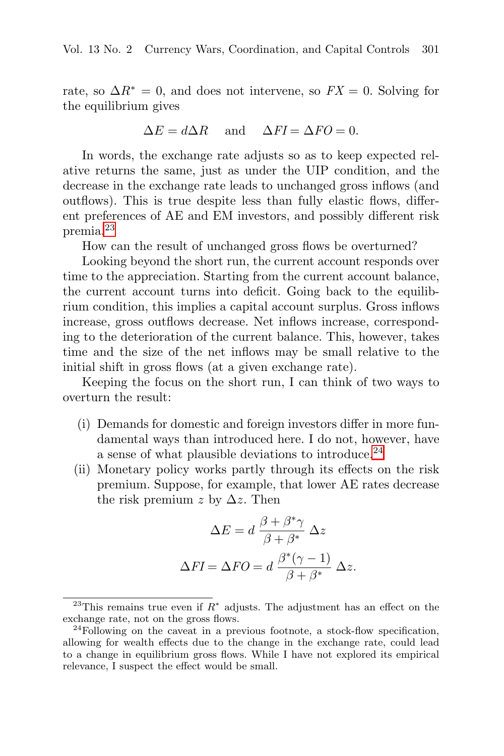rate, so $\Delta R^* = 0$, and does not intervene, so $FX = 0$. Solving for the equilibrium gives

$$\Delta E = d\Delta R \quad \text{and} \quad \Delta FI = \Delta FO = 0.$$

In words, the exchange rate adjusts so as to keep expected relative returns the same, just as under the UIP condition, and the decrease in the exchange rate leads to unchanged gross inflows (and outflows). This is true despite less than fully elastic flows, different preferences of AE and EM investors, and possibly different risk premia.[23]

How can the result of unchanged gross flows be overturned?

Looking beyond the short run, the current account responds over time to the appreciation. Starting from the current account balance, the current account turns into deficit. Going back to the equilibrium condition, this implies a capital account surplus. Gross inflows increase, gross outflows decrease. Net inflows increase, corresponding to the deterioration of the current balance. This, however, takes time and the size of the net inflows may be small relative to the initial shift in gross flows (at a given exchange rate).

Keeping the focus on the short run, I can think of two ways to overturn the result:

(i) Demands for domestic and foreign investors differ in more fundamental ways than introduced here. I do not, however, have a sense of what plausible deviations to introduce.[24]

(ii) Monetary policy works partly through its effects on the risk premium. Suppose, for example, that lower AE rates decrease the risk premium $z$ by $\Delta z$. Then

$$\Delta E = d\,\frac{\beta + \beta^* \gamma}{\beta + \beta^*}\,\Delta z$$

$$\Delta FI = \Delta FO = d\,\frac{\beta^*(\gamma - 1)}{\beta + \beta^*}\,\Delta z.$$

[23] This remains true even if $R^*$ adjusts. The adjustment has an effect on the exchange rate, not on the gross flows.

[24] Following on the caveat in a previous footnote, a stock-flow specification, allowing for wealth effects due to the change in the exchange rate, could lead to a change in equilibrium gross flows. While I have not explored its empirical relevance, I suspect the effect would be small.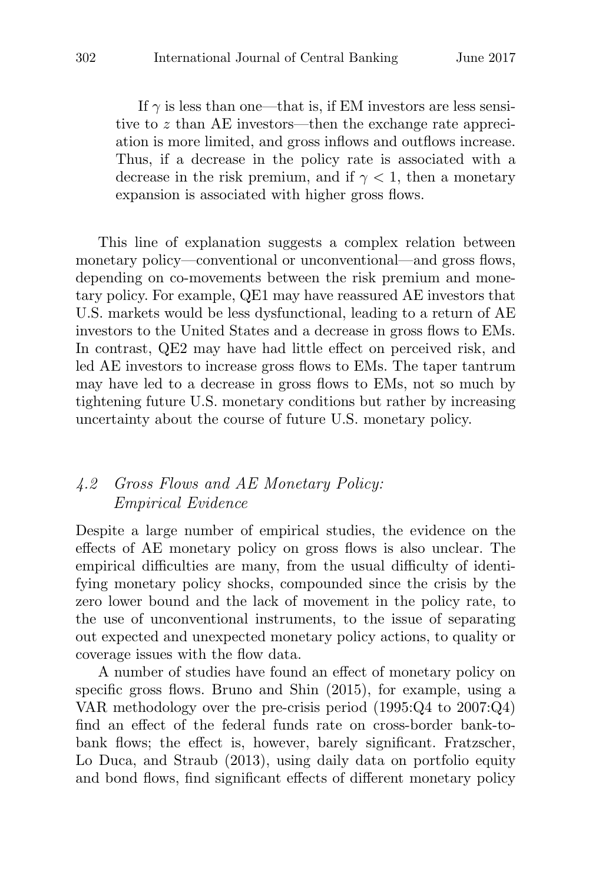If $\gamma$ is less than one—that is, if EM investors are less sensitive to $z$ than AE investors—then the exchange rate appreciation is more limited, and gross inflows and outflows increase. Thus, if a decrease in the policy rate is associated with a decrease in the risk premium, and if $\gamma < 1$, then a monetary expansion is associated with higher gross flows.

This line of explanation suggests a complex relation between monetary policy—conventional or unconventional—and gross flows, depending on co-movements between the risk premium and monetary policy. For example, QE1 may have reassured AE investors that U.S. markets would be less dysfunctional, leading to a return of AE investors to the United States and a decrease in gross flows to EMs. In contrast, QE2 may have had little effect on perceived risk, and led AE investors to increase gross flows to EMs. The taper tantrum may have led to a decrease in gross flows to EMs, not so much by tightening future U.S. monetary conditions but rather by increasing uncertainty about the course of future U.S. monetary policy.

## *4.2 Gross Flows and AE Monetary Policy: Empirical Evidence*

Despite a large number of empirical studies, the evidence on the effects of AE monetary policy on gross flows is also unclear. The empirical difficulties are many, from the usual difficulty of identifying monetary policy shocks, compounded since the crisis by the zero lower bound and the lack of movement in the policy rate, to the use of unconventional instruments, to the issue of separating out expected and unexpected monetary policy actions, to quality or coverage issues with the flow data.

A number of studies have found an effect of monetary policy on specific gross flows. Bruno and Shin (2015), for example, using a VAR methodology over the pre-crisis period (1995:Q4 to 2007:Q4) find an effect of the federal funds rate on cross-border bank-to-bank flows; the effect is, however, barely significant. Fratzscher, Lo Duca, and Straub (2013), using daily data on portfolio equity and bond flows, find significant effects of different monetary policy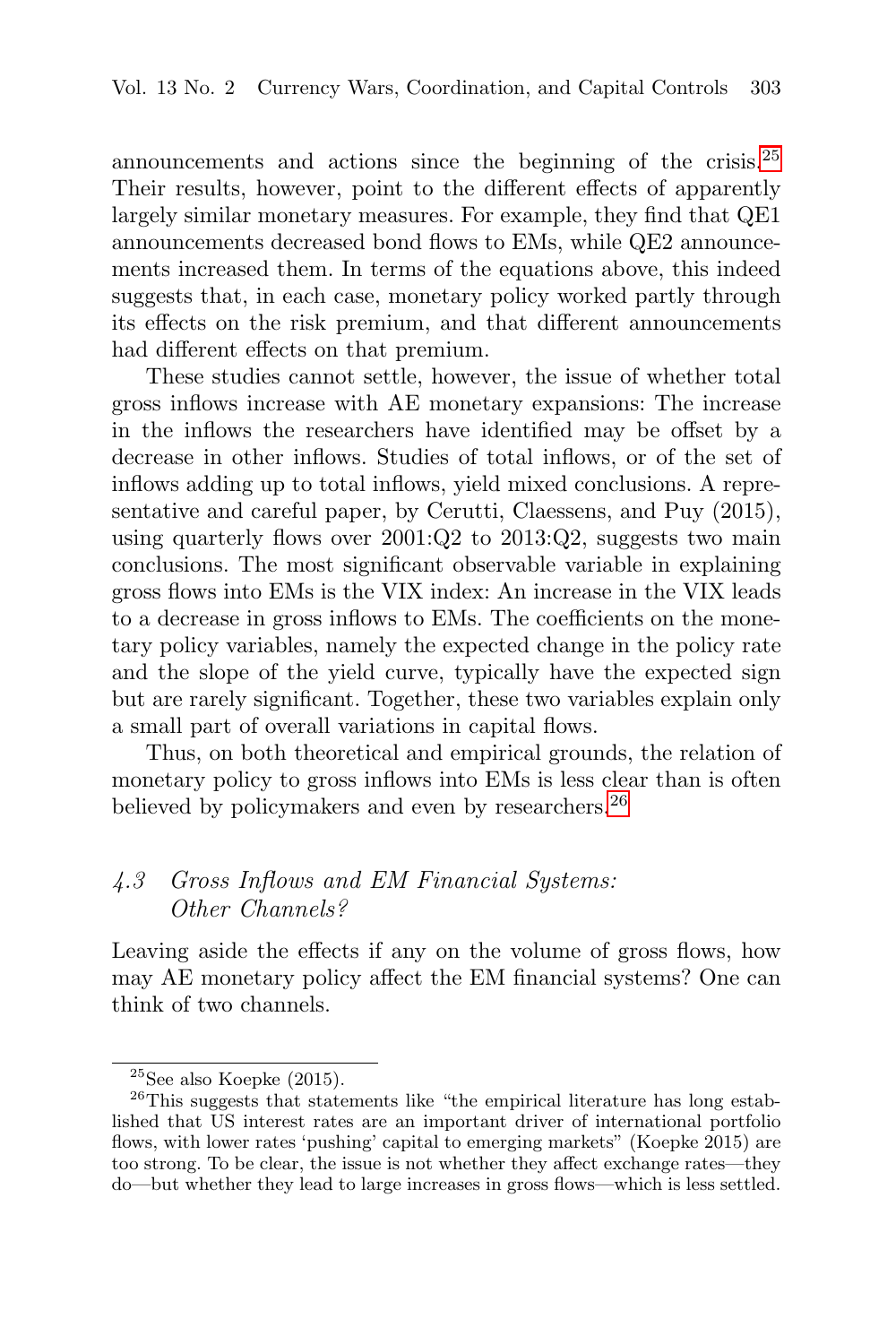announcements and actions since the beginning of the crisis.[25] Their results, however, point to the different effects of apparently largely similar monetary measures. For example, they find that QE1 announcements decreased bond flows to EMs, while QE2 announcements increased them. In terms of the equations above, this indeed suggests that, in each case, monetary policy worked partly through its effects on the risk premium, and that different announcements had different effects on that premium.

These studies cannot settle, however, the issue of whether total gross inflows increase with AE monetary expansions: The increase in the inflows the researchers have identified may be offset by a decrease in other inflows. Studies of total inflows, or of the set of inflows adding up to total inflows, yield mixed conclusions. A representative and careful paper, by Cerutti, Claessens, and Puy (2015), using quarterly flows over 2001:Q2 to 2013:Q2, suggests two main conclusions. The most significant observable variable in explaining gross flows into EMs is the VIX index: An increase in the VIX leads to a decrease in gross inflows to EMs. The coefficients on the monetary policy variables, namely the expected change in the policy rate and the slope of the yield curve, typically have the expected sign but are rarely significant. Together, these two variables explain only a small part of overall variations in capital flows.

Thus, on both theoretical and empirical grounds, the relation of monetary policy to gross inflows into EMs is less clear than is often believed by policymakers and even by researchers.[26]

### *4.3 Gross Inflows and EM Financial Systems: Other Channels?*

Leaving aside the effects if any on the volume of gross flows, how may AE monetary policy affect the EM financial systems? One can think of two channels.

---

[25] See also Koepke (2015).

[26] This suggests that statements like "the empirical literature has long established that US interest rates are an important driver of international portfolio flows, with lower rates 'pushing' capital to emerging markets" (Koepke 2015) are too strong. To be clear, the issue is not whether they affect exchange rates—they do—but whether they lead to large increases in gross flows—which is less settled.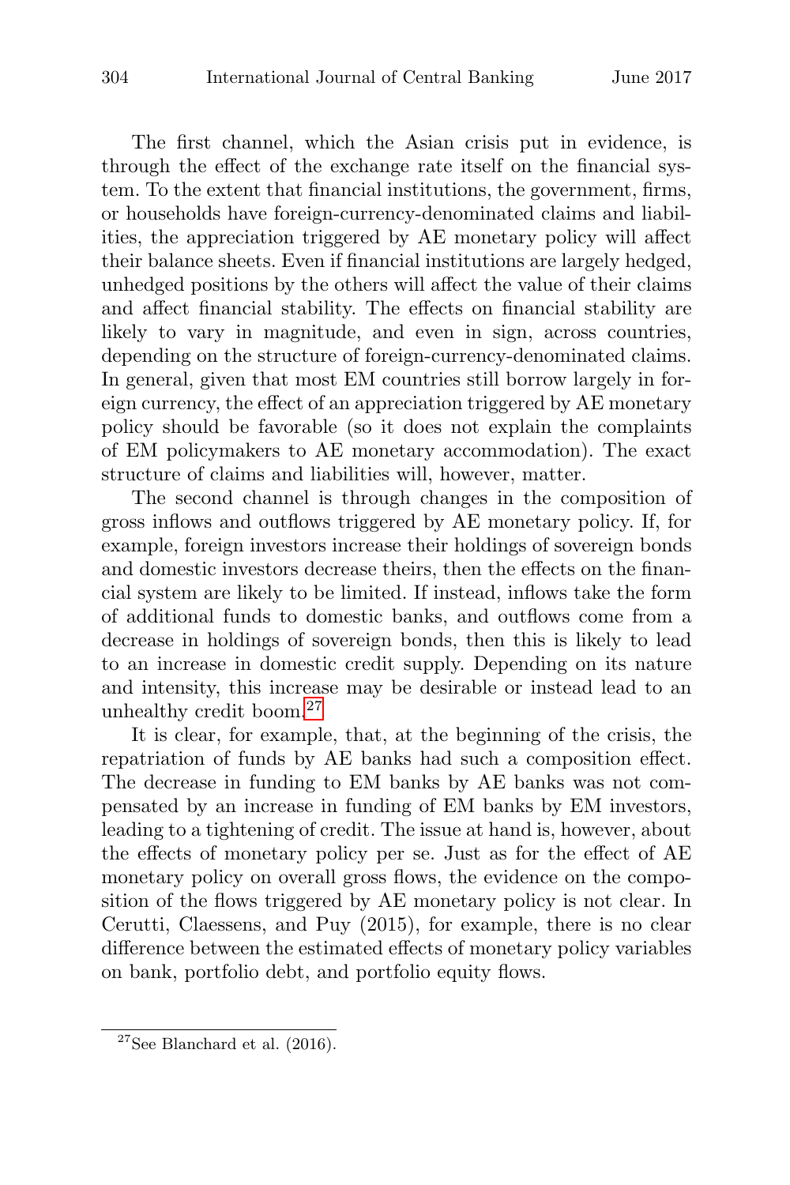The first channel, which the Asian crisis put in evidence, is through the effect of the exchange rate itself on the financial system. To the extent that financial institutions, the government, firms, or households have foreign-currency-denominated claims and liabilities, the appreciation triggered by AE monetary policy will affect their balance sheets. Even if financial institutions are largely hedged, unhedged positions by the others will affect the value of their claims and affect financial stability. The effects on financial stability are likely to vary in magnitude, and even in sign, across countries, depending on the structure of foreign-currency-denominated claims. In general, given that most EM countries still borrow largely in foreign currency, the effect of an appreciation triggered by AE monetary policy should be favorable (so it does not explain the complaints of EM policymakers to AE monetary accommodation). The exact structure of claims and liabilities will, however, matter.

The second channel is through changes in the composition of gross inflows and outflows triggered by AE monetary policy. If, for example, foreign investors increase their holdings of sovereign bonds and domestic investors decrease theirs, then the effects on the financial system are likely to be limited. If instead, inflows take the form of additional funds to domestic banks, and outflows come from a decrease in holdings of sovereign bonds, then this is likely to lead to an increase in domestic credit supply. Depending on its nature and intensity, this increase may be desirable or instead lead to an unhealthy credit boom.[27]

It is clear, for example, that, at the beginning of the crisis, the repatriation of funds by AE banks had such a composition effect. The decrease in funding to EM banks by AE banks was not compensated by an increase in funding of EM banks by EM investors, leading to a tightening of credit. The issue at hand is, however, about the effects of monetary policy per se. Just as for the effect of AE monetary policy on overall gross flows, the evidence on the composition of the flows triggered by AE monetary policy is not clear. In Cerutti, Claessens, and Puy (2015), for example, there is no clear difference between the estimated effects of monetary policy variables on bank, portfolio debt, and portfolio equity flows.

[27] See Blanchard et al. (2016).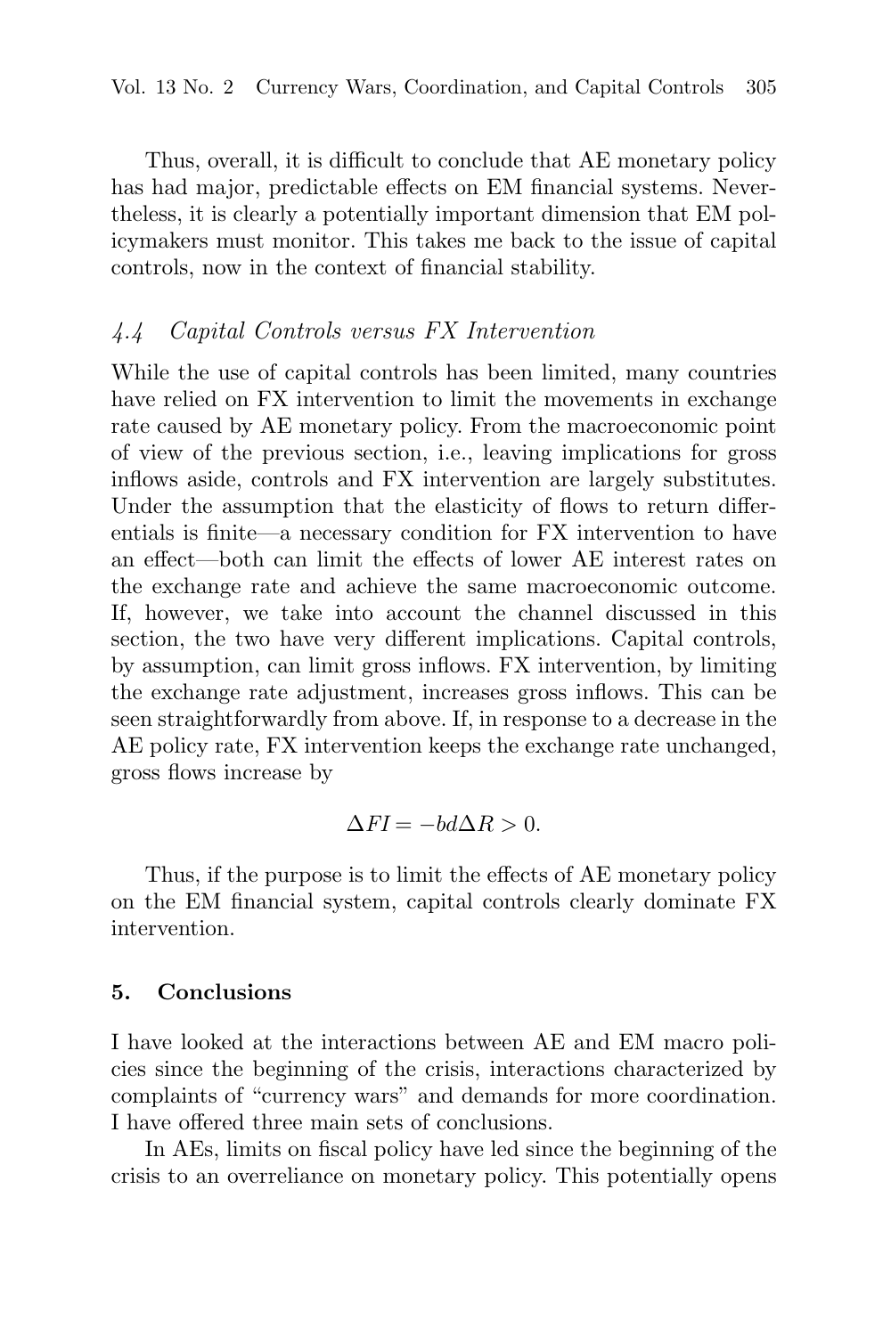Thus, overall, it is difficult to conclude that AE monetary policy has had major, predictable effects on EM financial systems. Nevertheless, it is clearly a potentially important dimension that EM policymakers must monitor. This takes me back to the issue of capital controls, now in the context of financial stability.

### *4.4 Capital Controls versus FX Intervention*

While the use of capital controls has been limited, many countries have relied on FX intervention to limit the movements in exchange rate caused by AE monetary policy. From the macroeconomic point of view of the previous section, i.e., leaving implications for gross inflows aside, controls and FX intervention are largely substitutes. Under the assumption that the elasticity of flows to return differentials is finite—a necessary condition for FX intervention to have an effect—both can limit the effects of lower AE interest rates on the exchange rate and achieve the same macroeconomic outcome. If, however, we take into account the channel discussed in this section, the two have very different implications. Capital controls, by assumption, can limit gross inflows. FX intervention, by limiting the exchange rate adjustment, increases gross inflows. This can be seen straightforwardly from above. If, in response to a decrease in the AE policy rate, FX intervention keeps the exchange rate unchanged, gross flows increase by

$$\Delta FI = -bd\Delta R > 0.$$

Thus, if the purpose is to limit the effects of AE monetary policy on the EM financial system, capital controls clearly dominate FX intervention.

## 5. Conclusions

I have looked at the interactions between AE and EM macro policies since the beginning of the crisis, interactions characterized by complaints of "currency wars" and demands for more coordination. I have offered three main sets of conclusions.

In AEs, limits on fiscal policy have led since the beginning of the crisis to an overreliance on monetary policy. This potentially opens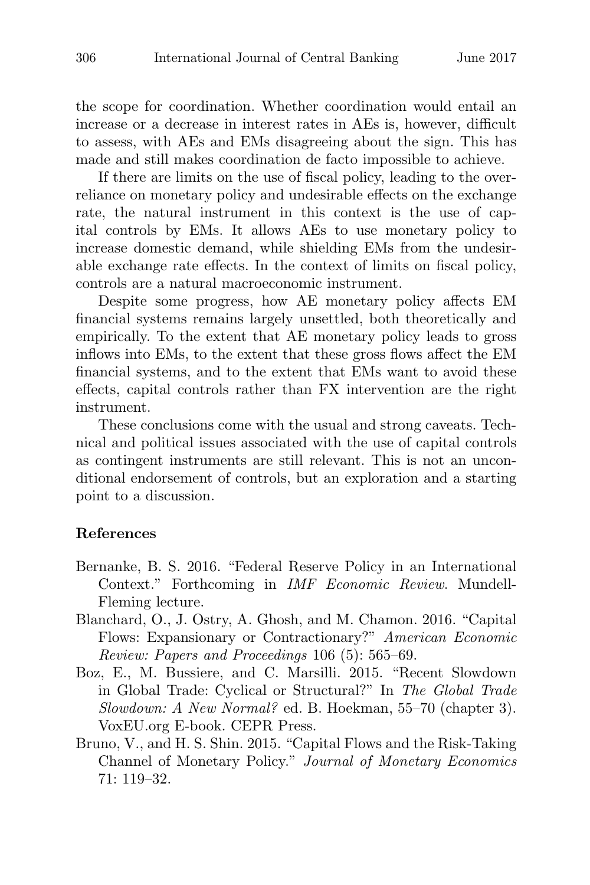the scope for coordination. Whether coordination would entail an increase or a decrease in interest rates in AEs is, however, difficult to assess, with AEs and EMs disagreeing about the sign. This has made and still makes coordination de facto impossible to achieve.

If there are limits on the use of fiscal policy, leading to the over-reliance on monetary policy and undesirable effects on the exchange rate, the natural instrument in this context is the use of capital controls by EMs. It allows AEs to use monetary policy to increase domestic demand, while shielding EMs from the undesirable exchange rate effects. In the context of limits on fiscal policy, controls are a natural macroeconomic instrument.

Despite some progress, how AE monetary policy affects EM financial systems remains largely unsettled, both theoretically and empirically. To the extent that AE monetary policy leads to gross inflows into EMs, to the extent that these gross flows affect the EM financial systems, and to the extent that EMs want to avoid these effects, capital controls rather than FX intervention are the right instrument.

These conclusions come with the usual and strong caveats. Technical and political issues associated with the use of capital controls as contingent instruments are still relevant. This is not an unconditional endorsement of controls, but an exploration and a starting point to a discussion.

## References

Bernanke, B. S. 2016. "Federal Reserve Policy in an International Context." Forthcoming in *IMF Economic Review*. Mundell-Fleming lecture.

Blanchard, O., J. Ostry, A. Ghosh, and M. Chamon. 2016. "Capital Flows: Expansionary or Contractionary?" *American Economic Review: Papers and Proceedings* 106 (5): 565–69.

Boz, E., M. Bussiere, and C. Marsilli. 2015. "Recent Slowdown in Global Trade: Cyclical or Structural?" In *The Global Trade Slowdown: A New Normal?* ed. B. Hoekman, 55–70 (chapter 3). VoxEU.org E-book. CEPR Press.

Bruno, V., and H. S. Shin. 2015. "Capital Flows and the Risk-Taking Channel of Monetary Policy." *Journal of Monetary Economics* 71: 119–32.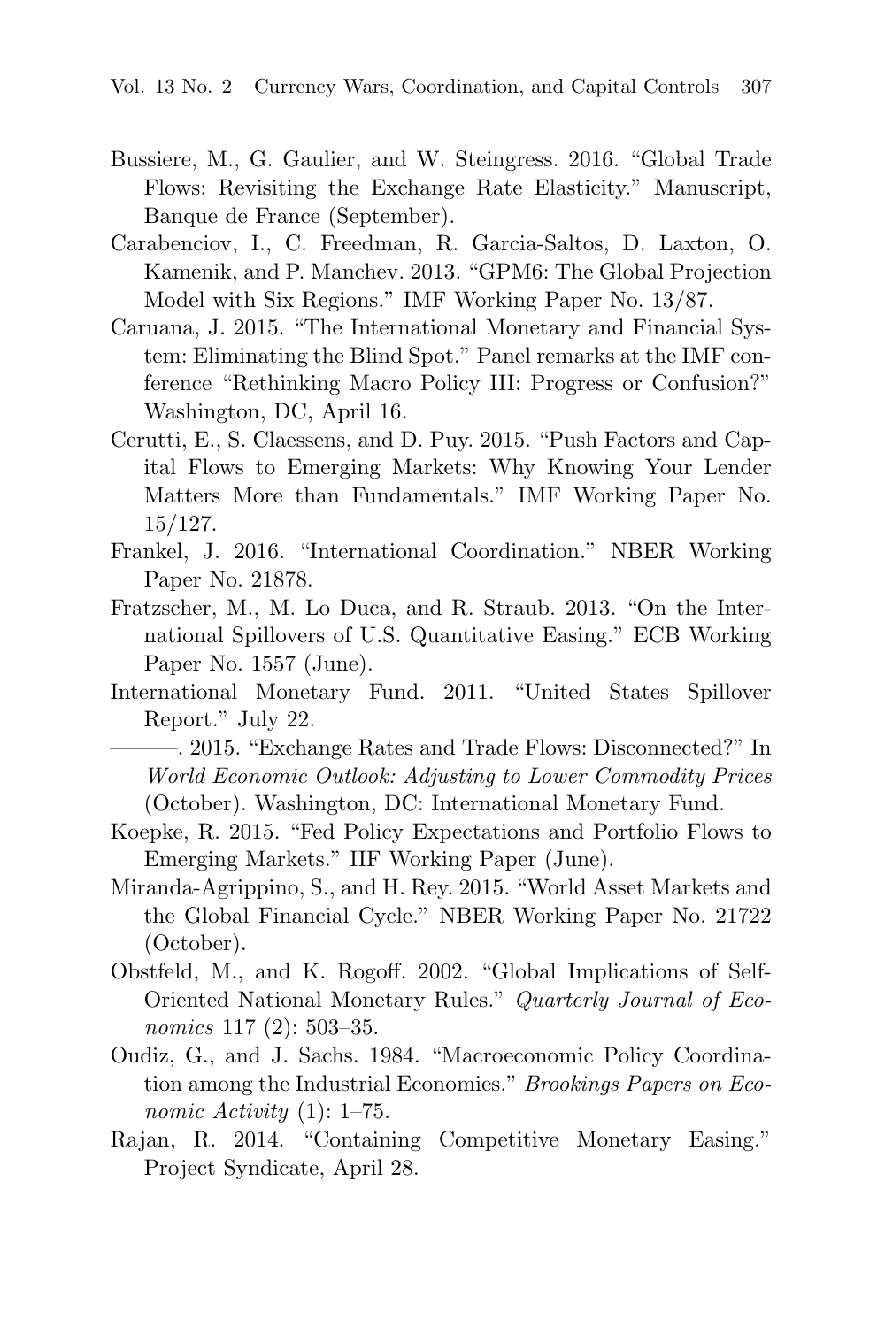Bussiere, M., G. Gaulier, and W. Steingress. 2016. "Global Trade Flows: Revisiting the Exchange Rate Elasticity." Manuscript, Banque de France (September).

Carabenciov, I., C. Freedman, R. Garcia-Saltos, D. Laxton, O. Kamenik, and P. Manchev. 2013. "GPM6: The Global Projection Model with Six Regions." IMF Working Paper No. 13/87.

Caruana, J. 2015. "The International Monetary and Financial System: Eliminating the Blind Spot." Panel remarks at the IMF conference "Rethinking Macro Policy III: Progress or Confusion?" Washington, DC, April 16.

Cerutti, E., S. Claessens, and D. Puy. 2015. "Push Factors and Capital Flows to Emerging Markets: Why Knowing Your Lender Matters More than Fundamentals." IMF Working Paper No. 15/127.

Frankel, J. 2016. "International Coordination." NBER Working Paper No. 21878.

Fratzscher, M., M. Lo Duca, and R. Straub. 2013. "On the International Spillovers of U.S. Quantitative Easing." ECB Working Paper No. 1557 (June).

International Monetary Fund. 2011. "United States Spillover Report." July 22.

———. 2015. "Exchange Rates and Trade Flows: Disconnected?" In *World Economic Outlook: Adjusting to Lower Commodity Prices* (October). Washington, DC: International Monetary Fund.

Koepke, R. 2015. "Fed Policy Expectations and Portfolio Flows to Emerging Markets." IIF Working Paper (June).

Miranda-Agrippino, S., and H. Rey. 2015. "World Asset Markets and the Global Financial Cycle." NBER Working Paper No. 21722 (October).

Obstfeld, M., and K. Rogoff. 2002. "Global Implications of Self-Oriented National Monetary Rules." *Quarterly Journal of Economics* 117 (2): 503–35.

Oudiz, G., and J. Sachs. 1984. "Macroeconomic Policy Coordination among the Industrial Economies." *Brookings Papers on Economic Activity* (1): 1–75.

Rajan, R. 2014. "Containing Competitive Monetary Easing." Project Syndicate, April 28.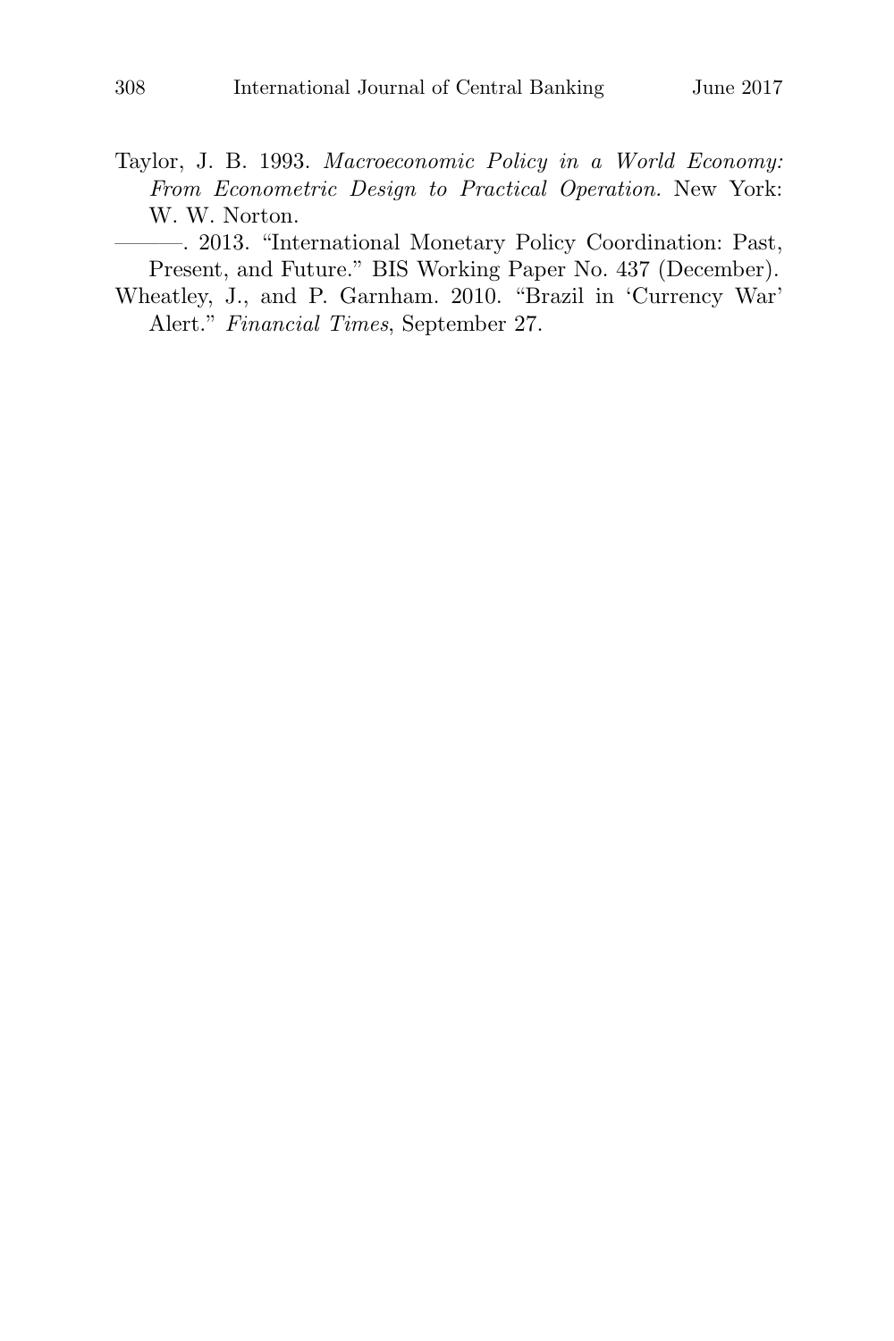Taylor, J. B. 1993. *Macroeconomic Policy in a World Economy: From Econometric Design to Practical Operation.* New York: W. W. Norton.

———. 2013. "International Monetary Policy Coordination: Past, Present, and Future." BIS Working Paper No. 437 (December).

Wheatley, J., and P. Garnham. 2010. "Brazil in 'Currency War' Alert." *Financial Times*, September 27.